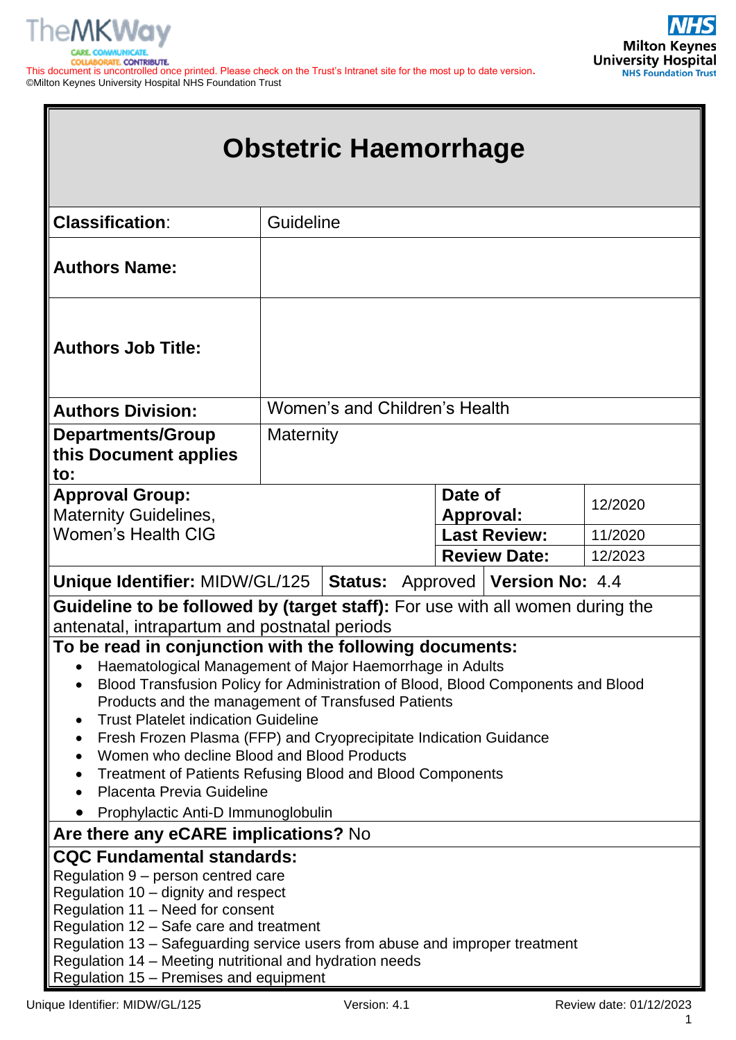This document is uncontrolled once printed. Please check on the Trust's Intranet site for the most up to date version.
©Milton Keynes University Hospital NHS Foundation Trust

# Obstetric Haemorrhage

| | | | |
|---|---|---|---|
| **Classification:** | Guideline | | |
| **Authors Name:** | | | |
| **Authors Job Title:** | | | |
| **Authors Division:** | Women's and Children's Health | | |
| **Departments/Group this Document applies to:** | Maternity | | |
| **Approval Group:** Maternity Guidelines, Women's Health CIG | | **Date of Approval:** | 12/2020 |
| | | **Last Review:** | 11/2020 |
| | | **Review Date:** | 12/2023 |
| **Unique Identifier:** MIDW/GL/125 | **Status:** Approved | **Version No:** 4.4 | |

**Guideline to be followed by (target staff):** For use with all women during the antenatal, intrapartum and postnatal periods

**To be read in conjunction with the following documents:**

- Haematological Management of Major Haemorrhage in Adults
- Blood Transfusion Policy for Administration of Blood, Blood Components and Blood Products and the management of Transfused Patients
- Trust Platelet indication Guideline
- Fresh Frozen Plasma (FFP) and Cryoprecipitate Indication Guidance
- Women who decline Blood and Blood Products
- Treatment of Patients Refusing Blood and Blood Components
- Placenta Previa Guideline
- Prophylactic Anti-D Immunoglobulin

**Are there any eCARE implications?** No

**CQC Fundamental standards:**
Regulation 9 – person centred care
Regulation 10 – dignity and respect
Regulation 11 – Need for consent
Regulation 12 – Safe care and treatment
Regulation 13 – Safeguarding service users from abuse and improper treatment
Regulation 14 – Meeting nutritional and hydration needs
Regulation 15 – Premises and equipment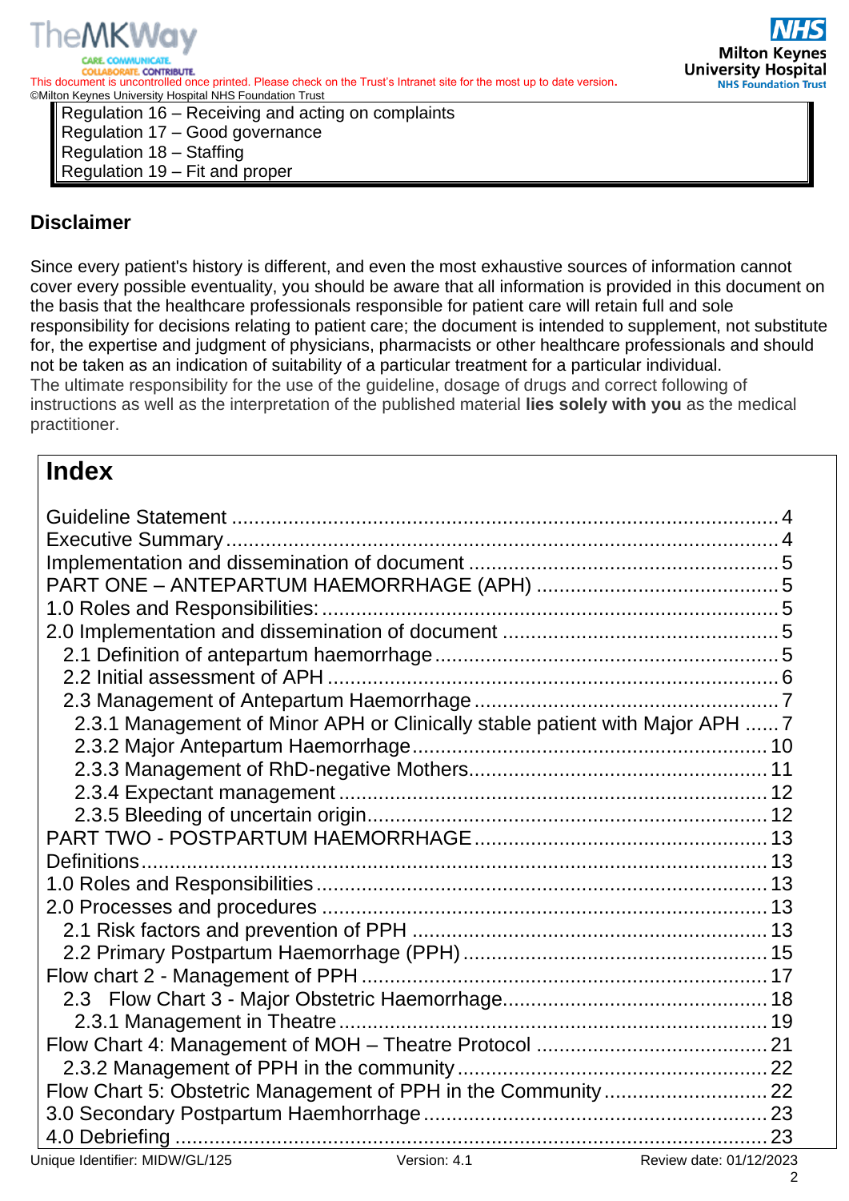| Regulation 16 – Receiving and acting on complaints |
|---|
| Regulation 17 – Good governance |
| Regulation 18 – Staffing |
| Regulation 19 – Fit and proper |

## Disclaimer

Since every patient's history is different, and even the most exhaustive sources of information cannot cover every possible eventuality, you should be aware that all information is provided in this document on the basis that the healthcare professionals responsible for patient care will retain full and sole responsibility for decisions relating to patient care; the document is intended to supplement, not substitute for, the expertise and judgment of physicians, pharmacists or other healthcare professionals and should not be taken as an indication of suitability of a particular treatment for a particular individual.
The ultimate responsibility for the use of the guideline, dosage of drugs and correct following of instructions as well as the interpretation of the published material **lies solely with you** as the medical practitioner.

## Index

| | |
|---|---|
| Guideline Statement | 4 |
| Executive Summary | 4 |
| Implementation and dissemination of document | 5 |
| PART ONE – ANTEPARTUM HAEMORRHAGE (APH) | 5 |
| 1.0 Roles and Responsibilities: | 5 |
| 2.0 Implementation and dissemination of document | 5 |
| 2.1 Definition of antepartum haemorrhage | 5 |
| 2.2 Initial assessment of APH | 6 |
| 2.3 Management of Antepartum Haemorrhage | 7 |
| 2.3.1 Management of Minor APH or Clinically stable patient with Major APH | 7 |
| 2.3.2 Major Antepartum Haemorrhage | 10 |
| 2.3.3 Management of RhD-negative Mothers | 11 |
| 2.3.4 Expectant management | 12 |
| 2.3.5 Bleeding of uncertain origin | 12 |
| PART TWO - POSTPARTUM HAEMORRHAGE | 13 |
| Definitions | 13 |
| 1.0 Roles and Responsibilities | 13 |
| 2.0 Processes and procedures | 13 |
| 2.1 Risk factors and prevention of PPH | 13 |
| 2.2 Primary Postpartum Haemorrhage (PPH) | 15 |
| Flow chart 2 - Management of PPH | 17 |
| 2.3 Flow Chart 3 - Major Obstetric Haemorrhage | 18 |
| 2.3.1 Management in Theatre | 19 |
| Flow Chart 4: Management of MOH – Theatre Protocol | 21 |
| 2.3.2 Management of PPH in the community | 22 |
| Flow Chart 5: Obstetric Management of PPH in the Community | 22 |
| 3.0 Secondary Postpartum Haemhorrhage | 23 |
| 4.0 Debriefing | 23 |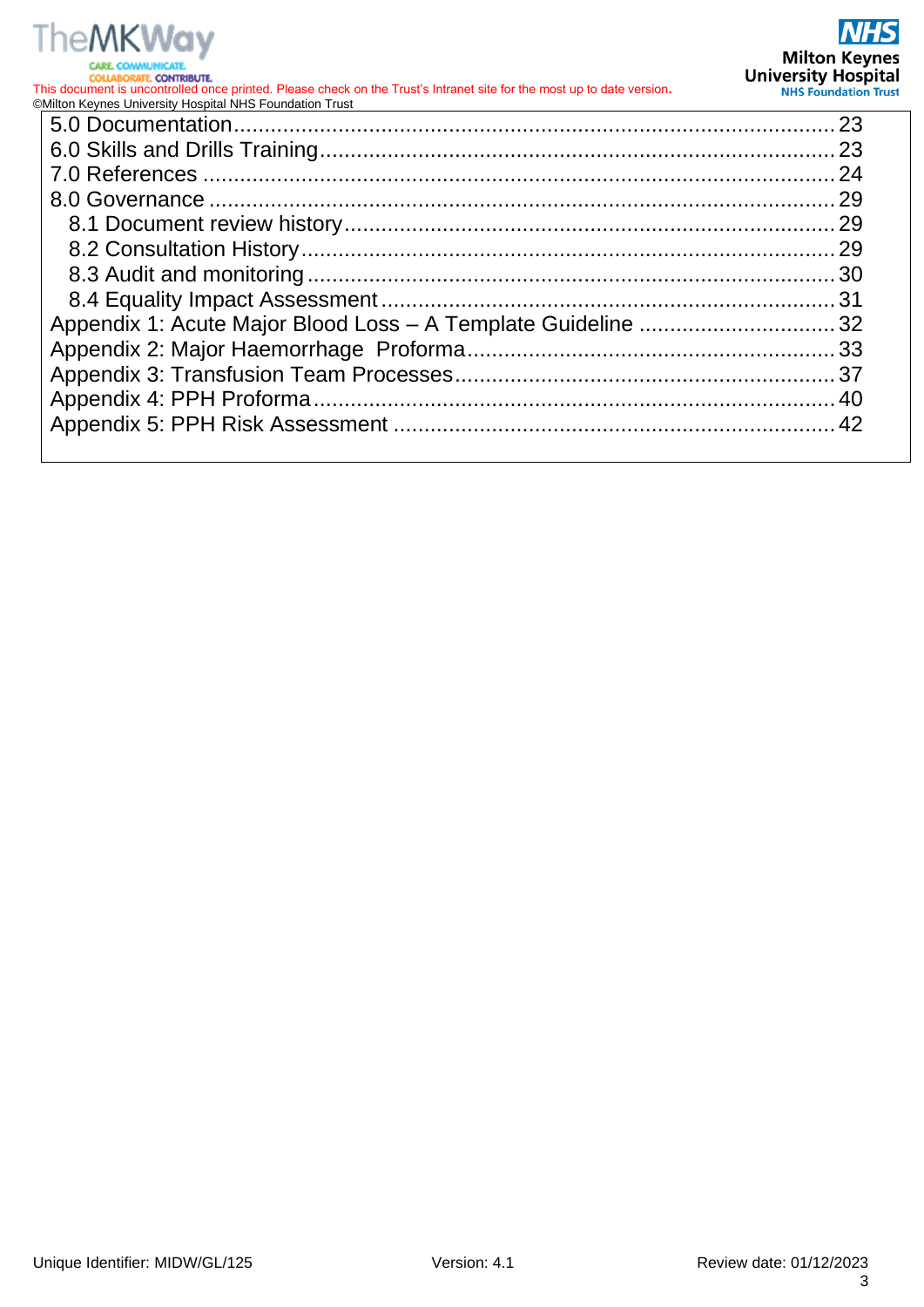5.0 Documentation ........................................................................................ 23
6.0 Skills and Drills Training ......................................................................... 23
7.0 References ................................................................................................ 24
8.0 Governance ............................................................................................... 29
&nbsp;&nbsp;&nbsp;&nbsp;8.1 Document review history ...................................................................... 29
&nbsp;&nbsp;&nbsp;&nbsp;8.2 Consultation History ............................................................................. 29
&nbsp;&nbsp;&nbsp;&nbsp;8.3 Audit and monitoring ............................................................................ 30
&nbsp;&nbsp;&nbsp;&nbsp;8.4 Equality Impact Assessment ................................................................ 31
Appendix 1: Acute Major Blood Loss – A Template Guideline ................................ 32
Appendix 2: Major Haemorrhage Proforma ........................................................... 33
Appendix 3: Transfusion Team Processes ............................................................. 37
Appendix 4: PPH Proforma ................................................................................... 40
Appendix 5: PPH Risk Assessment ...................................................................... 42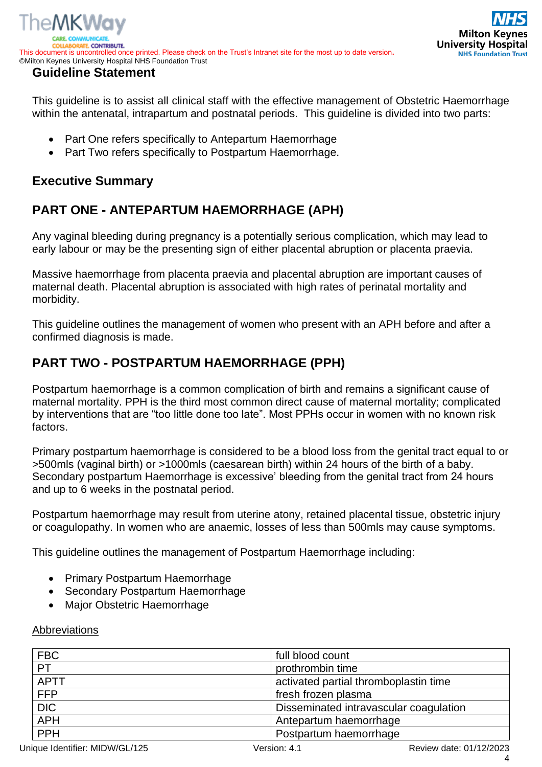## Guideline Statement

This guideline is to assist all clinical staff with the effective management of Obstetric Haemorrhage within the antenatal, intrapartum and postnatal periods. This guideline is divided into two parts:

- Part One refers specifically to Antepartum Haemorrhage
- Part Two refers specifically to Postpartum Haemorrhage.

## Executive Summary

## PART ONE - ANTEPARTUM HAEMORRHAGE (APH)

Any vaginal bleeding during pregnancy is a potentially serious complication, which may lead to early labour or may be the presenting sign of either placental abruption or placenta praevia.

Massive haemorrhage from placenta praevia and placental abruption are important causes of maternal death. Placental abruption is associated with high rates of perinatal mortality and morbidity.

This guideline outlines the management of women who present with an APH before and after a confirmed diagnosis is made.

## PART TWO - POSTPARTUM HAEMORRHAGE (PPH)

Postpartum haemorrhage is a common complication of birth and remains a significant cause of maternal mortality. PPH is the third most common direct cause of maternal mortality; complicated by interventions that are "too little done too late". Most PPHs occur in women with no known risk factors.

Primary postpartum haemorrhage is considered to be a blood loss from the genital tract equal to or >500mls (vaginal birth) or >1000mls (caesarean birth) within 24 hours of the birth of a baby. Secondary postpartum Haemorrhage is excessive' bleeding from the genital tract from 24 hours and up to 6 weeks in the postnatal period.

Postpartum haemorrhage may result from uterine atony, retained placental tissue, obstetric injury or coagulopathy. In women who are anaemic, losses of less than 500mls may cause symptoms.

This guideline outlines the management of Postpartum Haemorrhage including:

- Primary Postpartum Haemorrhage
- Secondary Postpartum Haemorrhage
- Major Obstetric Haemorrhage

<u>Abbreviations</u>

| | |
|---|---|
| FBC | full blood count |
| PT | prothrombin time |
| APTT | activated partial thromboplastin time |
| FFP | fresh frozen plasma |
| DIC | Disseminated intravascular coagulation |
| APH | Antepartum haemorrhage |
| PPH | Postpartum haemorrhage |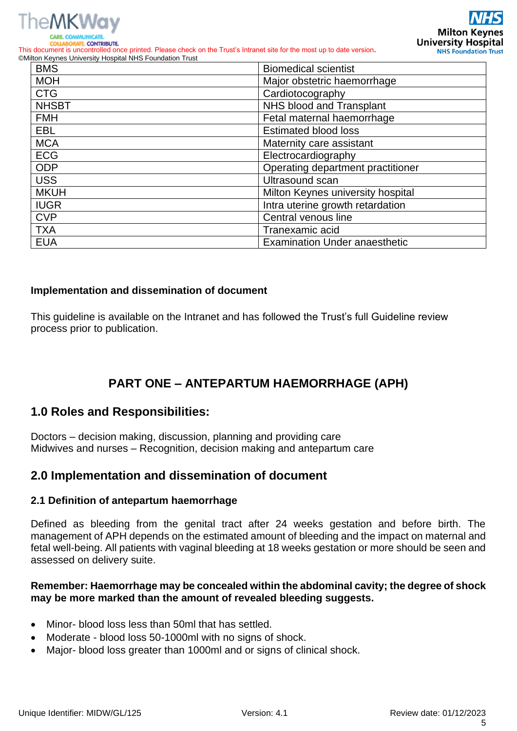| BMS | Biomedical scientist |
|---|---|
| MOH | Major obstetric haemorrhage |
| CTG | Cardiotocography |
| NHSBT | NHS blood and Transplant |
| FMH | Fetal maternal haemorrhage |
| EBL | Estimated blood loss |
| MCA | Maternity care assistant |
| ECG | Electrocardiography |
| ODP | Operating department practitioner |
| USS | Ultrasound scan |
| MKUH | Milton Keynes university hospital |
| IUGR | Intra uterine growth retardation |
| CVP | Central venous line |
| TXA | Tranexamic acid |
| EUA | Examination Under anaesthetic |

**Implementation and dissemination of document**

This guideline is available on the Intranet and has followed the Trust's full Guideline review process prior to publication.

# PART ONE – ANTEPARTUM HAEMORRHAGE (APH)

## 1.0 Roles and Responsibilities:

Doctors – decision making, discussion, planning and providing care
Midwives and nurses – Recognition, decision making and antepartum care

## 2.0 Implementation and dissemination of document

### 2.1 Definition of antepartum haemorrhage

Defined as bleeding from the genital tract after 24 weeks gestation and before birth. The management of APH depends on the estimated amount of bleeding and the impact on maternal and fetal well-being. All patients with vaginal bleeding at 18 weeks gestation or more should be seen and assessed on delivery suite.

**Remember: Haemorrhage may be concealed within the abdominal cavity; the degree of shock may be more marked than the amount of revealed bleeding suggests.**

- Minor- blood loss less than 50ml that has settled.
- Moderate - blood loss 50-1000ml with no signs of shock.
- Major- blood loss greater than 1000ml and or signs of clinical shock.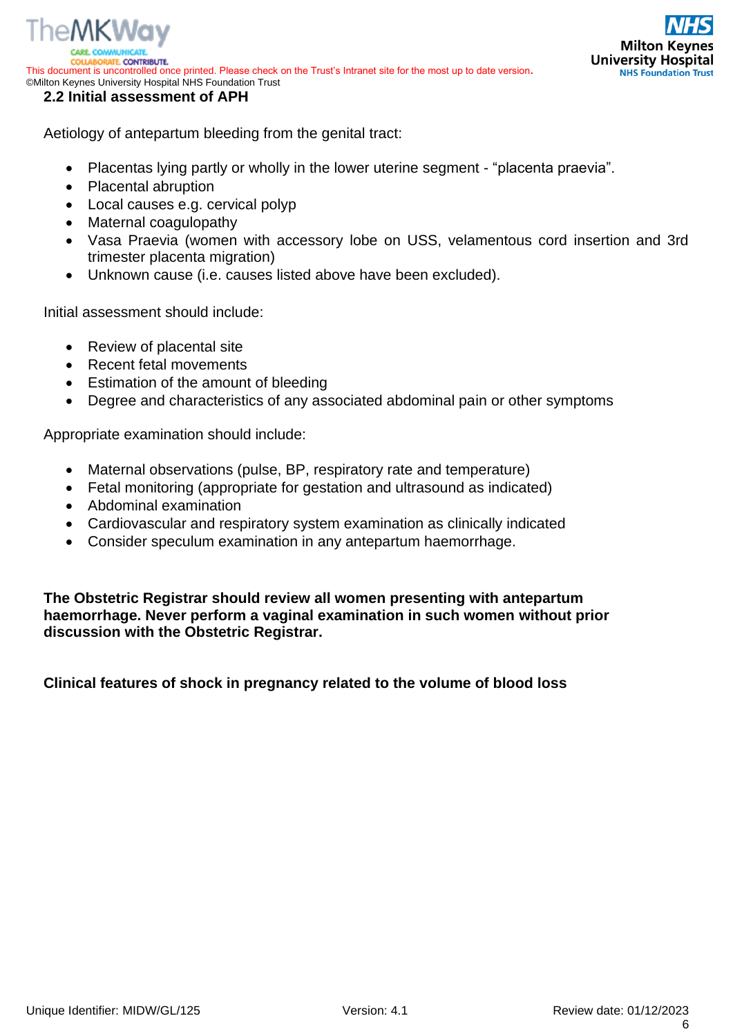## 2.2 Initial assessment of APH

Aetiology of antepartum bleeding from the genital tract:

- Placentas lying partly or wholly in the lower uterine segment - "placenta praevia".
- Placental abruption
- Local causes e.g. cervical polyp
- Maternal coagulopathy
- Vasa Praevia (women with accessory lobe on USS, velamentous cord insertion and 3rd trimester placenta migration)
- Unknown cause (i.e. causes listed above have been excluded).

Initial assessment should include:

- Review of placental site
- Recent fetal movements
- Estimation of the amount of bleeding
- Degree and characteristics of any associated abdominal pain or other symptoms

Appropriate examination should include:

- Maternal observations (pulse, BP, respiratory rate and temperature)
- Fetal monitoring (appropriate for gestation and ultrasound as indicated)
- Abdominal examination
- Cardiovascular and respiratory system examination as clinically indicated
- Consider speculum examination in any antepartum haemorrhage.

**The Obstetric Registrar should review all women presenting with antepartum haemorrhage. Never perform a vaginal examination in such women without prior discussion with the Obstetric Registrar.**

**Clinical features of shock in pregnancy related to the volume of blood loss**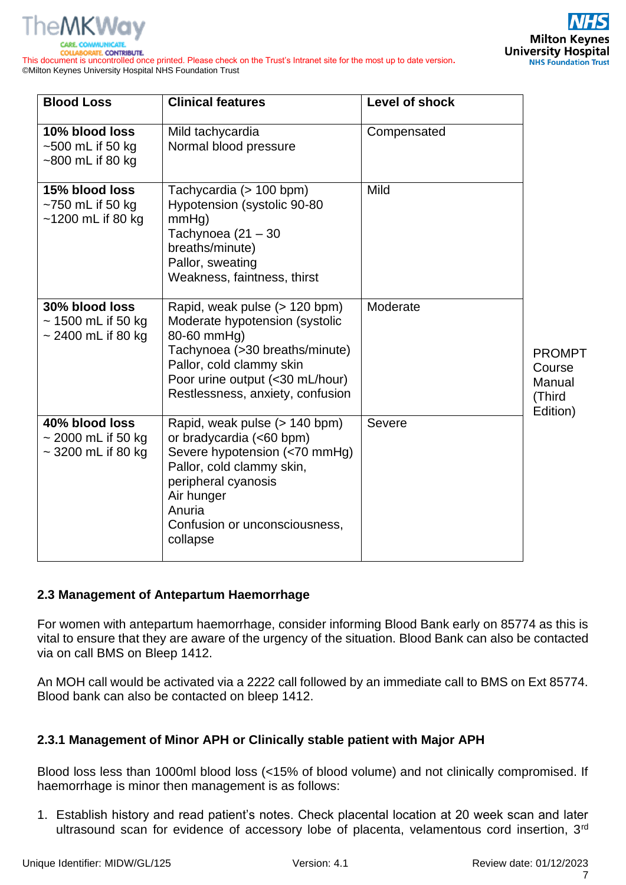| Blood Loss | Clinical features | Level of shock |
|---|---|---|
| **10% blood loss**<br>~500 mL if 50 kg<br>~800 mL if 80 kg | Mild tachycardia<br>Normal blood pressure | Compensated |
| **15% blood loss**<br>~750 mL if 50 kg<br>~1200 mL if 80 kg | Tachycardia (> 100 bpm)<br>Hypotension (systolic 90-80 mmHg)<br>Tachynoea (21 – 30 breaths/minute)<br>Pallor, sweating<br>Weakness, faintness, thirst | Mild |
| **30% blood loss**<br>~ 1500 mL if 50 kg<br>~ 2400 mL if 80 kg | Rapid, weak pulse (> 120 bpm)<br>Moderate hypotension (systolic 80-60 mmHg)<br>Tachynoea (>30 breaths/minute)<br>Pallor, cold clammy skin<br>Poor urine output (<30 mL/hour)<br>Restlessness, anxiety, confusion | Moderate |
| **40% blood loss**<br>~ 2000 mL if 50 kg<br>~ 3200 mL if 80 kg | Rapid, weak pulse (> 140 bpm)<br>or bradycardia (<60 bpm)<br>Severe hypotension (<70 mmHg)<br>Pallor, cold clammy skin, peripheral cyanosis<br>Air hunger<br>Anuria<br>Confusion or unconsciousness, collapse | Severe |

PROMPT Course Manual (Third Edition)

### 2.3 Management of Antepartum Haemorrhage

For women with antepartum haemorrhage, consider informing Blood Bank early on 85774 as this is vital to ensure that they are aware of the urgency of the situation. Blood Bank can also be contacted via on call BMS on Bleep 1412.

An MOH call would be activated via a 2222 call followed by an immediate call to BMS on Ext 85774. Blood bank can also be contacted on bleep 1412.

#### 2.3.1 Management of Minor APH or Clinically stable patient with Major APH

Blood loss less than 1000ml blood loss (<15% of blood volume) and not clinically compromised. If haemorrhage is minor then management is as follows:

1. Establish history and read patient's notes. Check placental location at 20 week scan and later ultrasound scan for evidence of accessory lobe of placenta, velamentous cord insertion, 3rd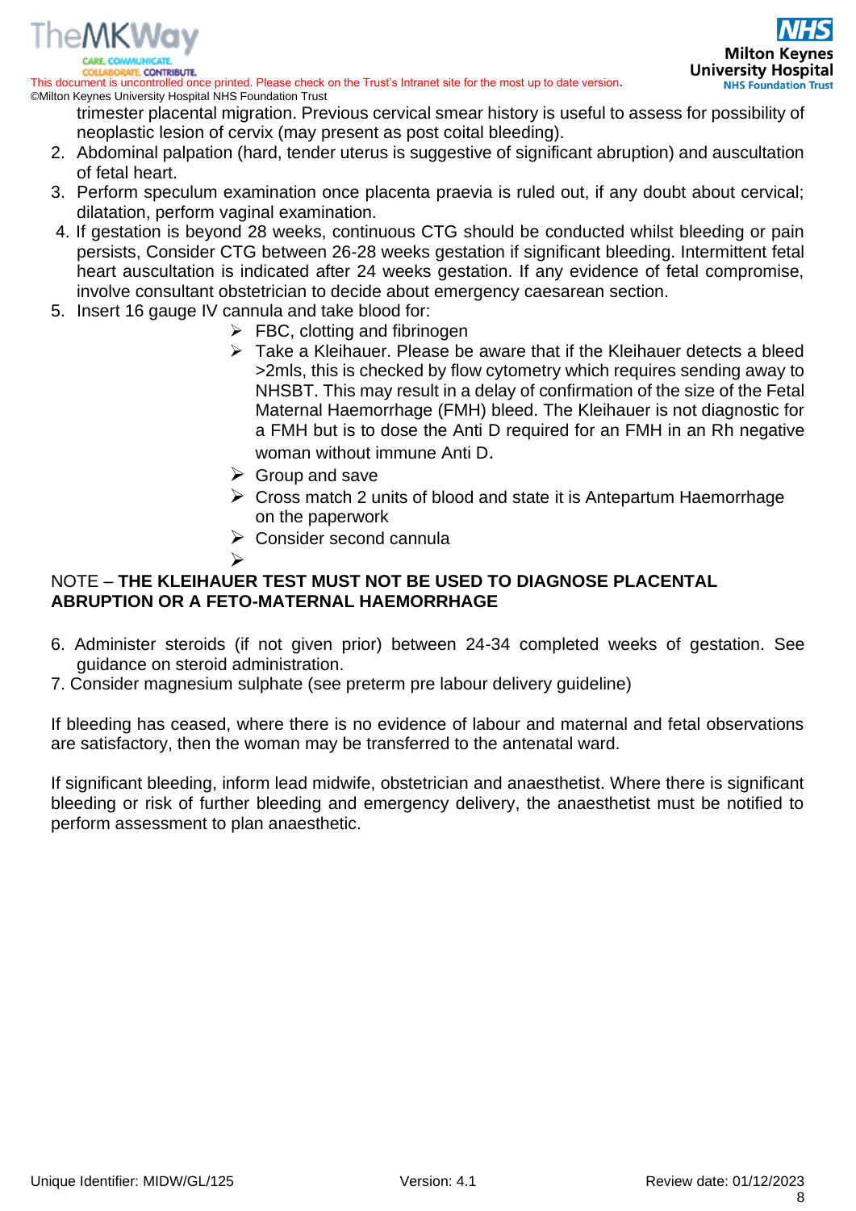trimester placental migration. Previous cervical smear history is useful to assess for possibility of neoplastic lesion of cervix (may present as post coital bleeding).

2. Abdominal palpation (hard, tender uterus is suggestive of significant abruption) and auscultation of fetal heart.
3. Perform speculum examination once placenta praevia is ruled out, if any doubt about cervical; dilatation, perform vaginal examination.
4. If gestation is beyond 28 weeks, continuous CTG should be conducted whilst bleeding or pain persists, Consider CTG between 26-28 weeks gestation if significant bleeding. Intermittent fetal heart auscultation is indicated after 24 weeks gestation. If any evidence of fetal compromise, involve consultant obstetrician to decide about emergency caesarean section.
5. Insert 16 gauge IV cannula and take blood for:
    - FBC, clotting and fibrinogen
    - Take a Kleihauer. Please be aware that if the Kleihauer detects a bleed >2mls, this is checked by flow cytometry which requires sending away to NHSBT. This may result in a delay of confirmation of the size of the Fetal Maternal Haemorrhage (FMH) bleed. The Kleihauer is not diagnostic for a FMH but is to dose the Anti D required for an FMH in an Rh negative woman without immune Anti D.
    - Group and save
    - Cross match 2 units of blood and state it is Antepartum Haemorrhage on the paperwork
    - Consider second cannula

NOTE – **THE KLEIHAUER TEST MUST NOT BE USED TO DIAGNOSE PLACENTAL ABRUPTION OR A FETO-MATERNAL HAEMORRHAGE**

6. Administer steroids (if not given prior) between 24-34 completed weeks of gestation. See guidance on steroid administration.
7. Consider magnesium sulphate (see preterm pre labour delivery guideline)

If bleeding has ceased, where there is no evidence of labour and maternal and fetal observations are satisfactory, then the woman may be transferred to the antenatal ward.

If significant bleeding, inform lead midwife, obstetrician and anaesthetist. Where there is significant bleeding or risk of further bleeding and emergency delivery, the anaesthetist must be notified to perform assessment to plan anaesthetic.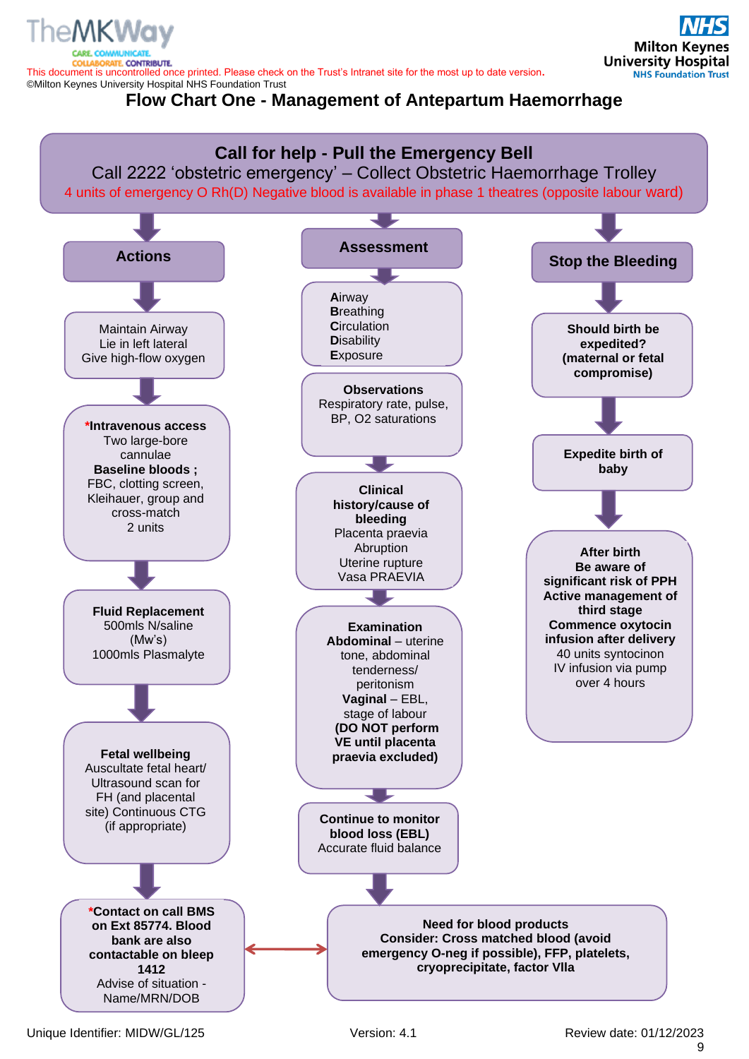# Flow Chart One - Management of Antepartum Haemorrhage

**Call for help - Pull the Emergency Bell**

Call 2222 'obstetric emergency' – Collect Obstetric Haemorrhage Trolley

4 units of emergency O Rh(D) Negative blood is available in phase 1 theatres (opposite labour ward)

## Actions

- Maintain Airway
  Lie in left lateral
  Give high-flow oxygen
- ***Intravenous access**
  Two large-bore cannulae
  **Baseline bloods ;**
  FBC, clotting screen, Kleihauer, group and cross-match 2 units
- **Fluid Replacement**
  500mls N/saline (Mw's)
  1000mls Plasmalyte
- **Fetal wellbeing**
  Auscultate fetal heart/ Ultrasound scan for FH (and placental site) Continuous CTG (if appropriate)
- ***Contact on call BMS on Ext 85774. Blood bank are also contactable on bleep 1412**
  Advise of situation - Name/MRN/DOB

## Assessment

- **A**irway
  **B**reathing
  **C**irculation
  **D**isability
  **E**xposure
- **Observations**
  Respiratory rate, pulse, BP, O2 saturations
- **Clinical history/cause of bleeding**
  Placenta praevia
  Abruption
  Uterine rupture
  Vasa PRAEVIA
- **Examination**
  **Abdominal** – uterine tone, abdominal tenderness/ peritonism
  **Vaginal** – EBL, stage of labour
  **(DO NOT perform VE until placenta praevia excluded)**
- **Continue to monitor blood loss (EBL)**
  Accurate fluid balance

**Need for blood products**
**Consider: Cross matched blood (avoid emergency O-neg if possible), FFP, platelets, cryoprecipitate, factor VIIa**

(↔ linked with: Contact on call BMS)

## Stop the Bleeding

- **Should birth be expedited? (maternal or fetal compromise)**
- **Expedite birth of baby**
- **After birth**
  **Be aware of significant risk of PPH**
  **Active management of third stage**
  **Commence oxytocin infusion after delivery**
  40 units syntocinon IV infusion via pump over 4 hours

Unique Identifier: MIDW/GL/125 | Version: 4.1 | Review date: 01/12/2023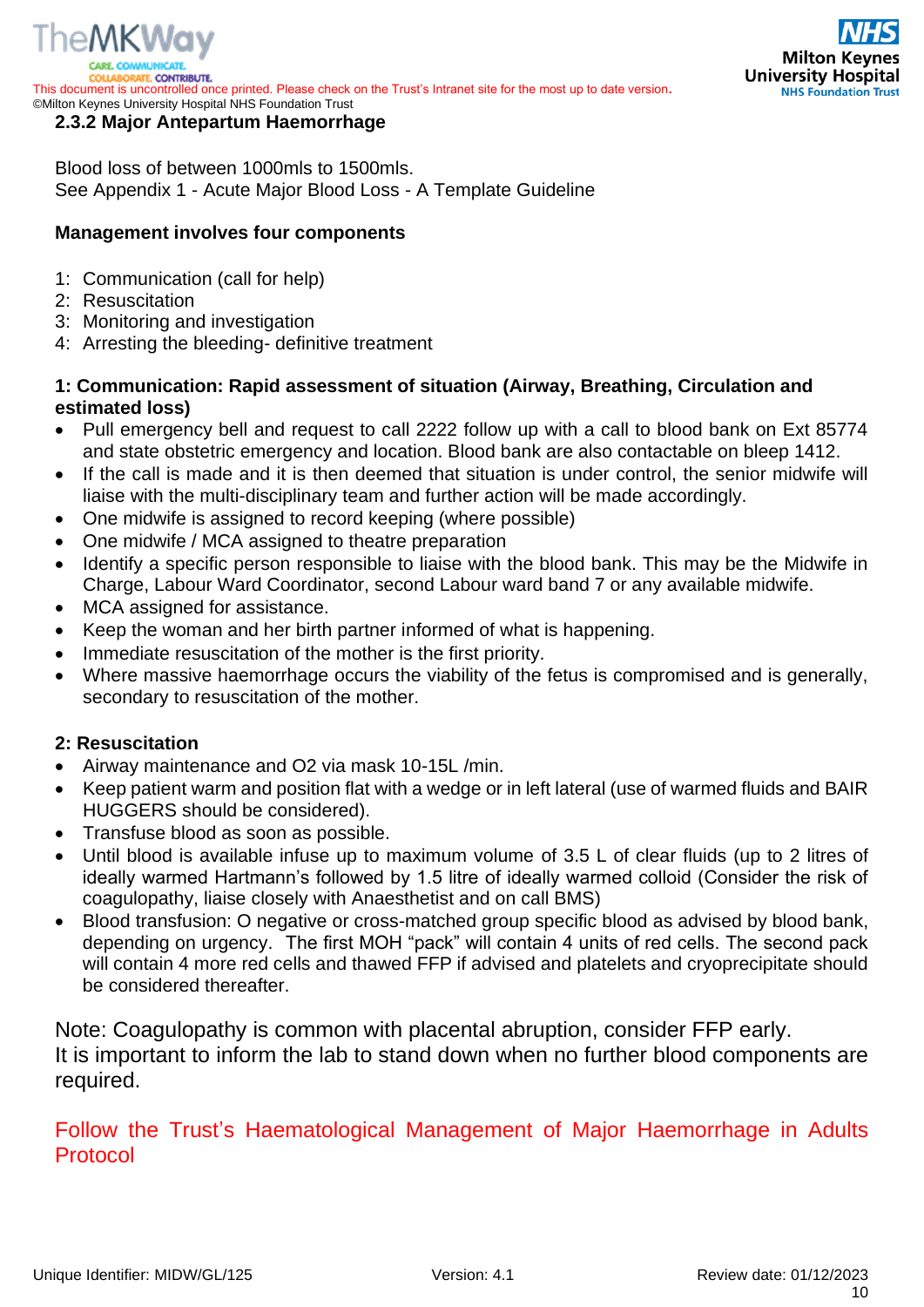### 2.3.2 Major Antepartum Haemorrhage

Blood loss of between 1000mls to 1500mls.
See Appendix 1 - Acute Major Blood Loss - A Template Guideline

**Management involves four components**

1: Communication (call for help)
2: Resuscitation
3: Monitoring and investigation
4: Arresting the bleeding- definitive treatment

**1: Communication: Rapid assessment of situation (Airway, Breathing, Circulation and estimated loss)**

- Pull emergency bell and request to call 2222 follow up with a call to blood bank on Ext 85774 and state obstetric emergency and location. Blood bank are also contactable on bleep 1412.
- If the call is made and it is then deemed that situation is under control, the senior midwife will liaise with the multi-disciplinary team and further action will be made accordingly.
- One midwife is assigned to record keeping (where possible)
- One midwife / MCA assigned to theatre preparation
- Identify a specific person responsible to liaise with the blood bank. This may be the Midwife in Charge, Labour Ward Coordinator, second Labour ward band 7 or any available midwife.
- MCA assigned for assistance.
- Keep the woman and her birth partner informed of what is happening.
- Immediate resuscitation of the mother is the first priority.
- Where massive haemorrhage occurs the viability of the fetus is compromised and is generally, secondary to resuscitation of the mother.

**2: Resuscitation**

- Airway maintenance and O2 via mask 10-15L /min.
- Keep patient warm and position flat with a wedge or in left lateral (use of warmed fluids and BAIR HUGGERS should be considered).
- Transfuse blood as soon as possible.
- Until blood is available infuse up to maximum volume of 3.5 L of clear fluids (up to 2 litres of ideally warmed Hartmann's followed by 1.5 litre of ideally warmed colloid (Consider the risk of coagulopathy, liaise closely with Anaesthetist and on call BMS)
- Blood transfusion: O negative or cross-matched group specific blood as advised by blood bank, depending on urgency. The first MOH "pack" will contain 4 units of red cells. The second pack will contain 4 more red cells and thawed FFP if advised and platelets and cryoprecipitate should be considered thereafter.

Note: Coagulopathy is common with placental abruption, consider FFP early.
It is important to inform the lab to stand down when no further blood components are required.

Follow the Trust's Haematological Management of Major Haemorrhage in Adults Protocol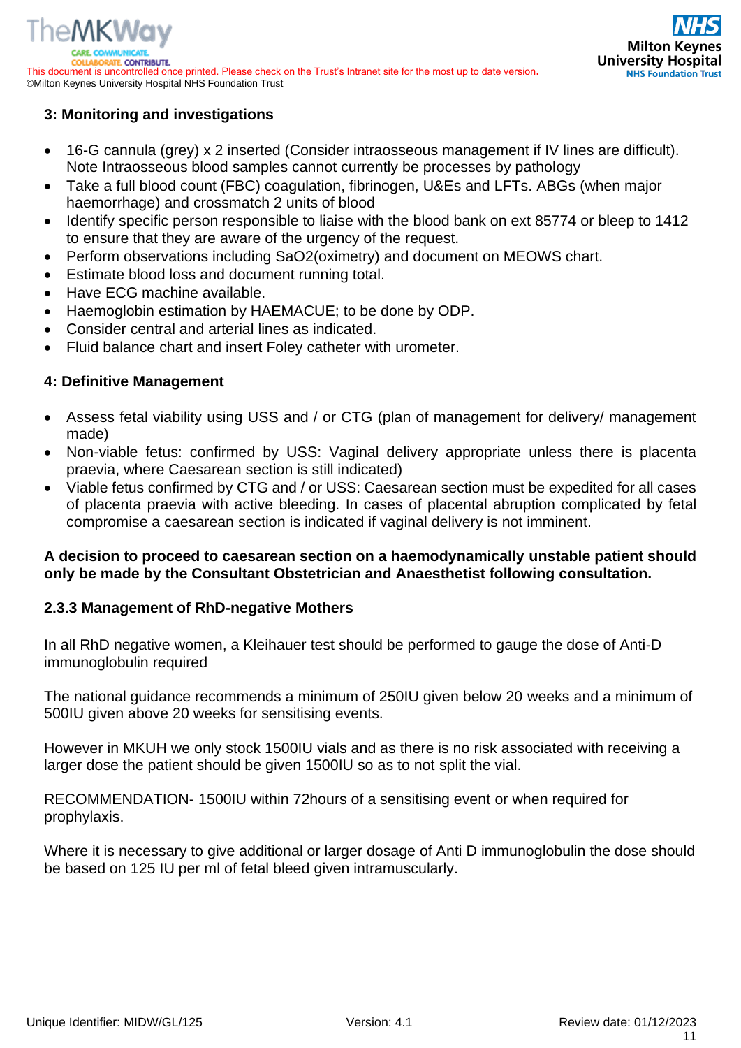### 3: Monitoring and investigations

- 16-G cannula (grey) x 2 inserted (Consider intraosseous management if IV lines are difficult). Note Intraosseous blood samples cannot currently be processes by pathology
- Take a full blood count (FBC) coagulation, fibrinogen, U&Es and LFTs. ABGs (when major haemorrhage) and crossmatch 2 units of blood
- Identify specific person responsible to liaise with the blood bank on ext 85774 or bleep to 1412 to ensure that they are aware of the urgency of the request.
- Perform observations including SaO2(oximetry) and document on MEOWS chart.
- Estimate blood loss and document running total.
- Have ECG machine available.
- Haemoglobin estimation by HAEMACUE; to be done by ODP.
- Consider central and arterial lines as indicated.
- Fluid balance chart and insert Foley catheter with urometer.

### 4: Definitive Management

- Assess fetal viability using USS and / or CTG (plan of management for delivery/ management made)
- Non-viable fetus: confirmed by USS: Vaginal delivery appropriate unless there is placenta praevia, where Caesarean section is still indicated)
- Viable fetus confirmed by CTG and / or USS: Caesarean section must be expedited for all cases of placenta praevia with active bleeding. In cases of placental abruption complicated by fetal compromise a caesarean section is indicated if vaginal delivery is not imminent.

**A decision to proceed to caesarean section on a haemodynamically unstable patient should only be made by the Consultant Obstetrician and Anaesthetist following consultation.**

### 2.3.3 Management of RhD-negative Mothers

In all RhD negative women, a Kleihauer test should be performed to gauge the dose of Anti-D immunoglobulin required

The national guidance recommends a minimum of 250IU given below 20 weeks and a minimum of 500IU given above 20 weeks for sensitising events.

However in MKUH we only stock 1500IU vials and as there is no risk associated with receiving a larger dose the patient should be given 1500IU so as to not split the vial.

RECOMMENDATION- 1500IU within 72hours of a sensitising event or when required for prophylaxis.

Where it is necessary to give additional or larger dosage of Anti D immunoglobulin the dose should be based on 125 IU per ml of fetal bleed given intramuscularly.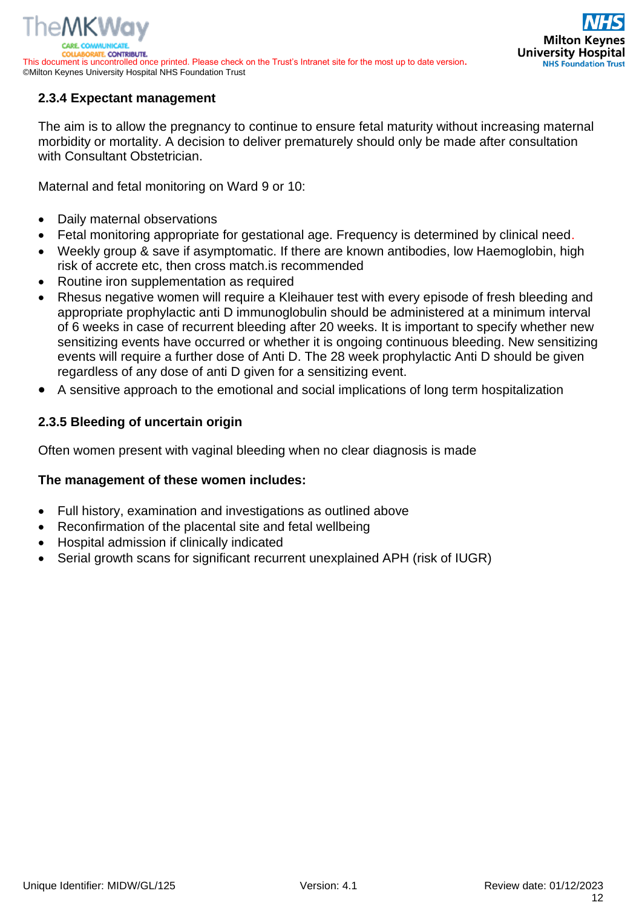### 2.3.4 Expectant management

The aim is to allow the pregnancy to continue to ensure fetal maturity without increasing maternal morbidity or mortality. A decision to deliver prematurely should only be made after consultation with Consultant Obstetrician.

Maternal and fetal monitoring on Ward 9 or 10:

- Daily maternal observations
- Fetal monitoring appropriate for gestational age. Frequency is determined by clinical need.
- Weekly group & save if asymptomatic. If there are known antibodies, low Haemoglobin, high risk of accrete etc, then cross match.is recommended
- Routine iron supplementation as required
- Rhesus negative women will require a Kleihauer test with every episode of fresh bleeding and appropriate prophylactic anti D immunoglobulin should be administered at a minimum interval of 6 weeks in case of recurrent bleeding after 20 weeks. It is important to specify whether new sensitizing events have occurred or whether it is ongoing continuous bleeding. New sensitizing events will require a further dose of Anti D. The 28 week prophylactic Anti D should be given regardless of any dose of anti D given for a sensitizing event.
- A sensitive approach to the emotional and social implications of long term hospitalization

### 2.3.5 Bleeding of uncertain origin

Often women present with vaginal bleeding when no clear diagnosis is made

**The management of these women includes:**

- Full history, examination and investigations as outlined above
- Reconfirmation of the placental site and fetal wellbeing
- Hospital admission if clinically indicated
- Serial growth scans for significant recurrent unexplained APH (risk of IUGR)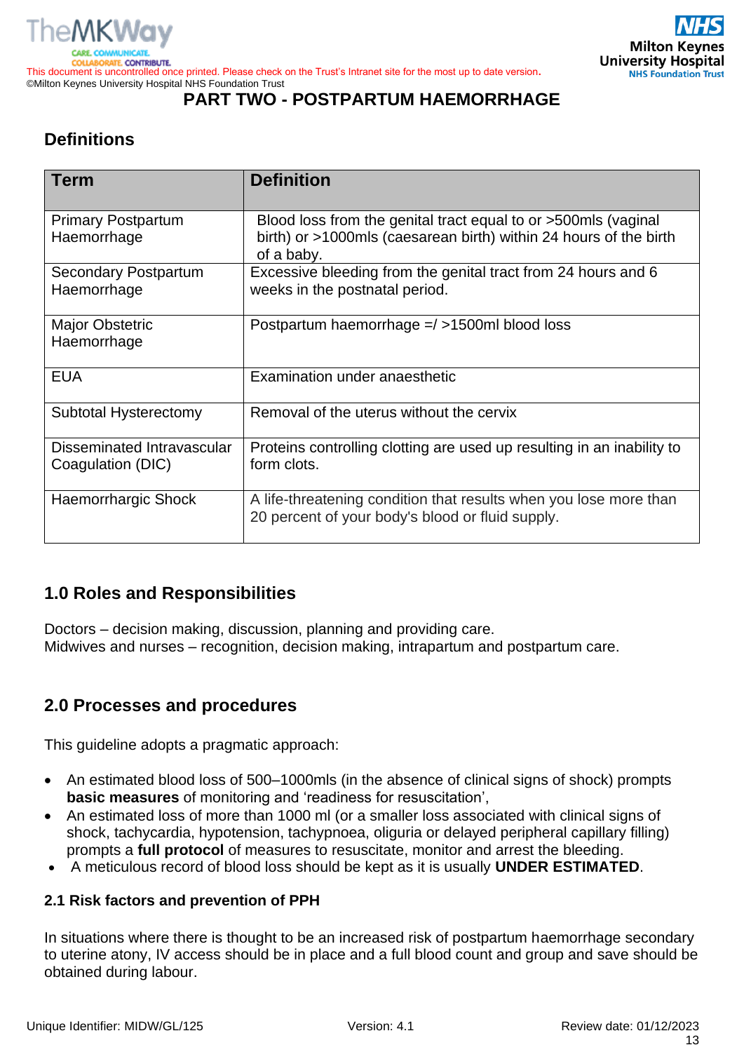# PART TWO - POSTPARTUM HAEMORRHAGE

## Definitions

| Term | Definition |
|---|---|
| Primary Postpartum Haemorrhage | Blood loss from the genital tract equal to or >500mls (vaginal birth) or >1000mls (caesarean birth) within 24 hours of the birth of a baby. |
| Secondary Postpartum Haemorrhage | Excessive bleeding from the genital tract from 24 hours and 6 weeks in the postnatal period. |
| Major Obstetric Haemorrhage | Postpartum haemorrhage =/ >1500ml blood loss |
| EUA | Examination under anaesthetic |
| Subtotal Hysterectomy | Removal of the uterus without the cervix |
| Disseminated Intravascular Coagulation (DIC) | Proteins controlling clotting are used up resulting in an inability to form clots. |
| Haemorrhargic Shock | A life-threatening condition that results when you lose more than 20 percent of your body's blood or fluid supply. |

## 1.0 Roles and Responsibilities

Doctors – decision making, discussion, planning and providing care.
Midwives and nurses – recognition, decision making, intrapartum and postpartum care.

## 2.0 Processes and procedures

This guideline adopts a pragmatic approach:

- An estimated blood loss of 500–1000mls (in the absence of clinical signs of shock) prompts **basic measures** of monitoring and 'readiness for resuscitation',
- An estimated loss of more than 1000 ml (or a smaller loss associated with clinical signs of shock, tachycardia, hypotension, tachypnoea, oliguria or delayed peripheral capillary filling) prompts a **full protocol** of measures to resuscitate, monitor and arrest the bleeding.
- A meticulous record of blood loss should be kept as it is usually **UNDER ESTIMATED**.

### 2.1 Risk factors and prevention of PPH

In situations where there is thought to be an increased risk of postpartum haemorrhage secondary to uterine atony, IV access should be in place and a full blood count and group and save should be obtained during labour.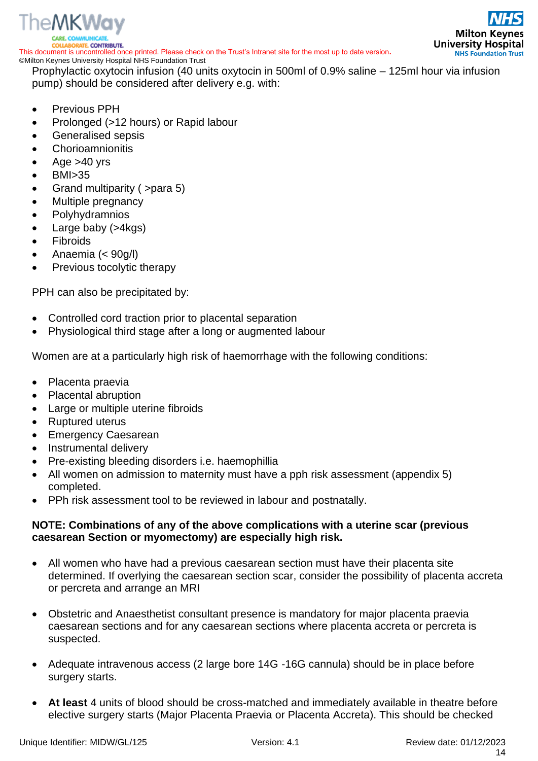Prophylactic oxytocin infusion (40 units oxytocin in 500ml of 0.9% saline – 125ml hour via infusion pump) should be considered after delivery e.g. with:

- Previous PPH
- Prolonged (>12 hours) or Rapid labour
- Generalised sepsis
- Chorioamnionitis
- Age >40 yrs
- BMI>35
- Grand multiparity ( >para 5)
- Multiple pregnancy
- Polyhydramnios
- Large baby (>4kgs)
- Fibroids
- Anaemia (< 90g/l)
- Previous tocolytic therapy

PPH can also be precipitated by:

- Controlled cord traction prior to placental separation
- Physiological third stage after a long or augmented labour

Women are at a particularly high risk of haemorrhage with the following conditions:

- Placenta praevia
- Placental abruption
- Large or multiple uterine fibroids
- Ruptured uterus
- Emergency Caesarean
- Instrumental delivery
- Pre-existing bleeding disorders i.e. haemophillia
- All women on admission to maternity must have a pph risk assessment (appendix 5) completed.
- PPh risk assessment tool to be reviewed in labour and postnatally.

**NOTE: Combinations of any of the above complications with a uterine scar (previous caesarean Section or myomectomy) are especially high risk.**

- All women who have had a previous caesarean section must have their placenta site determined. If overlying the caesarean section scar, consider the possibility of placenta accreta or percreta and arrange an MRI

- Obstetric and Anaesthetist consultant presence is mandatory for major placenta praevia caesarean sections and for any caesarean sections where placenta accreta or percreta is suspected.

- Adequate intravenous access (2 large bore 14G -16G cannula) should be in place before surgery starts.

- **At least** 4 units of blood should be cross-matched and immediately available in theatre before elective surgery starts (Major Placenta Praevia or Placenta Accreta). This should be checked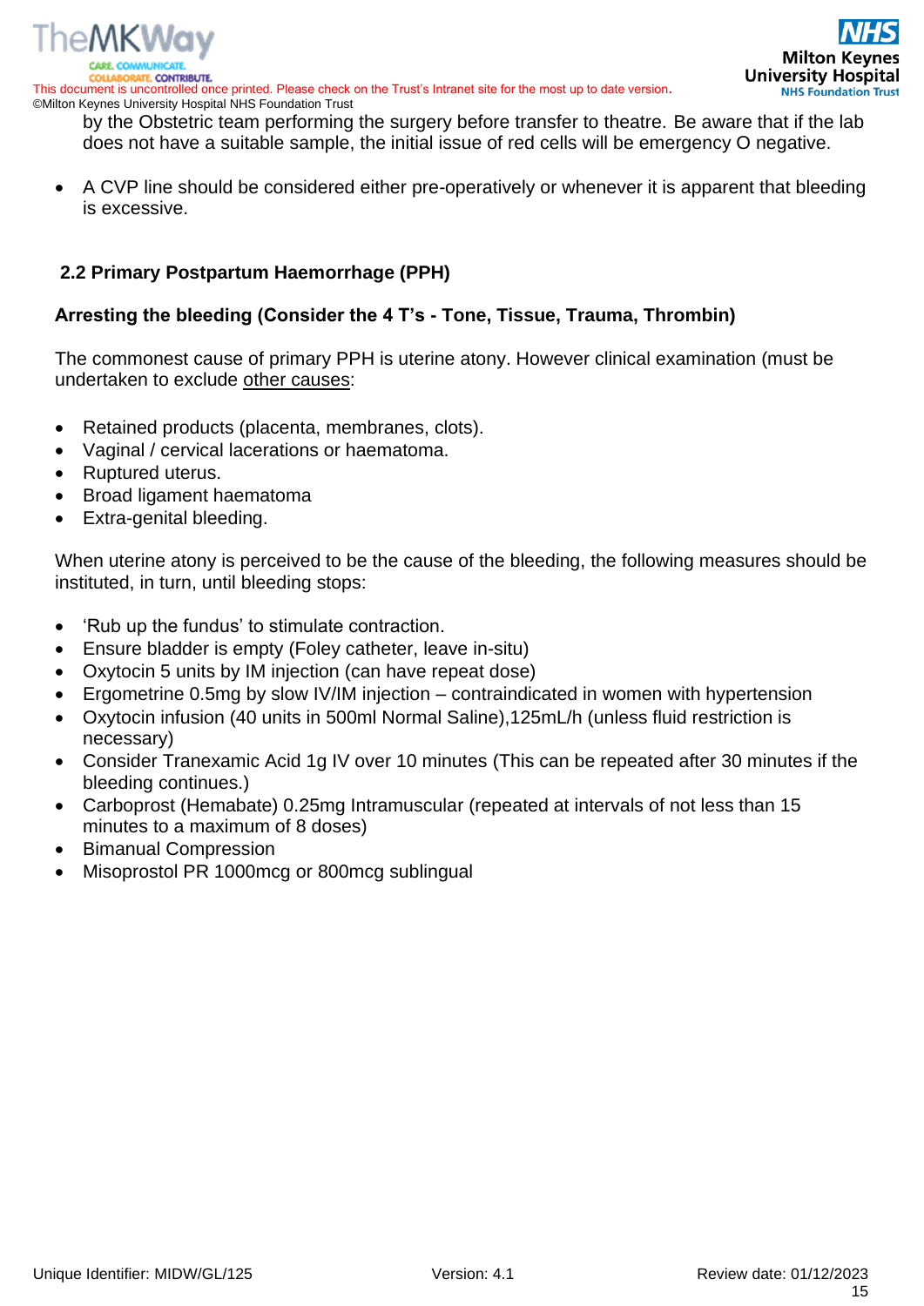by the Obstetric team performing the surgery before transfer to theatre. Be aware that if the lab does not have a suitable sample, the initial issue of red cells will be emergency O negative.

- A CVP line should be considered either pre-operatively or whenever it is apparent that bleeding is excessive.

### 2.2 Primary Postpartum Haemorrhage (PPH)

**Arresting the bleeding (Consider the 4 T's - Tone, Tissue, Trauma, Thrombin)**

The commonest cause of primary PPH is uterine atony. However clinical examination (must be undertaken to exclude other causes:

- Retained products (placenta, membranes, clots).
- Vaginal / cervical lacerations or haematoma.
- Ruptured uterus.
- Broad ligament haematoma
- Extra-genital bleeding.

When uterine atony is perceived to be the cause of the bleeding, the following measures should be instituted, in turn, until bleeding stops:

- 'Rub up the fundus' to stimulate contraction.
- Ensure bladder is empty (Foley catheter, leave in-situ)
- Oxytocin 5 units by IM injection (can have repeat dose)
- Ergometrine 0.5mg by slow IV/IM injection – contraindicated in women with hypertension
- Oxytocin infusion (40 units in 500ml Normal Saline),125mL/h (unless fluid restriction is necessary)
- Consider Tranexamic Acid 1g IV over 10 minutes (This can be repeated after 30 minutes if the bleeding continues.)
- Carboprost (Hemabate) 0.25mg Intramuscular (repeated at intervals of not less than 15 minutes to a maximum of 8 doses)
- Bimanual Compression
- Misoprostol PR 1000mcg or 800mcg sublingual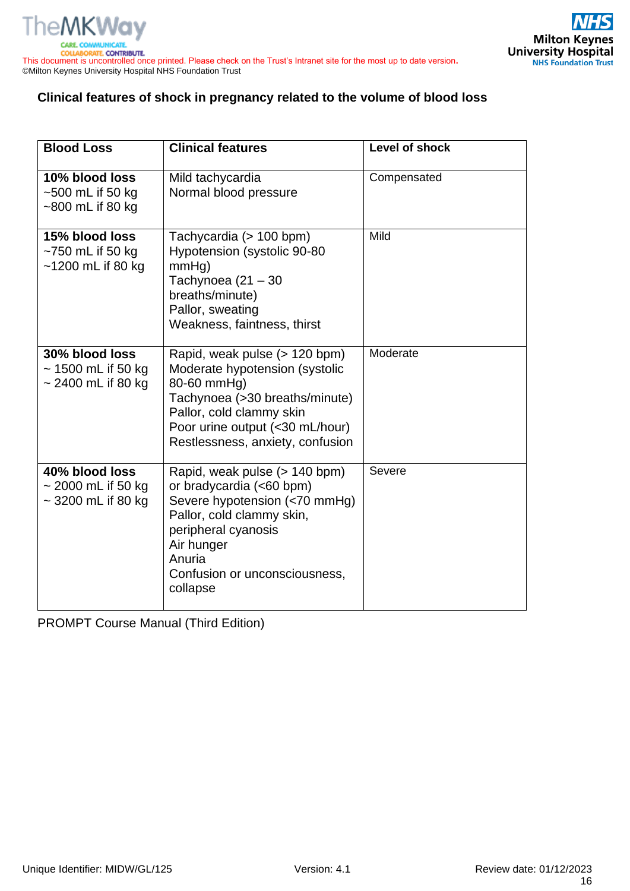**Clinical features of shock in pregnancy related to the volume of blood loss**

| **Blood Loss** | **Clinical features** | **Level of shock** |
|---|---|---|
| **10% blood loss**<br>~500 mL if 50 kg<br>~800 mL if 80 kg | Mild tachycardia<br>Normal blood pressure | Compensated |
| **15% blood loss**<br>~750 mL if 50 kg<br>~1200 mL if 80 kg | Tachycardia (> 100 bpm)<br>Hypotension (systolic 90-80 mmHg)<br>Tachynoea (21 – 30 breaths/minute)<br>Pallor, sweating<br>Weakness, faintness, thirst | Mild |
| **30% blood loss**<br>~ 1500 mL if 50 kg<br>~ 2400 mL if 80 kg | Rapid, weak pulse (> 120 bpm)<br>Moderate hypotension (systolic 80-60 mmHg)<br>Tachynoea (>30 breaths/minute)<br>Pallor, cold clammy skin<br>Poor urine output (<30 mL/hour)<br>Restlessness, anxiety, confusion | Moderate |
| **40% blood loss**<br>~ 2000 mL if 50 kg<br>~ 3200 mL if 80 kg | Rapid, weak pulse (> 140 bpm) or bradycardia (<60 bpm)<br>Severe hypotension (<70 mmHg)<br>Pallor, cold clammy skin, peripheral cyanosis<br>Air hunger<br>Anuria<br>Confusion or unconsciousness, collapse | Severe |

PROMPT Course Manual (Third Edition)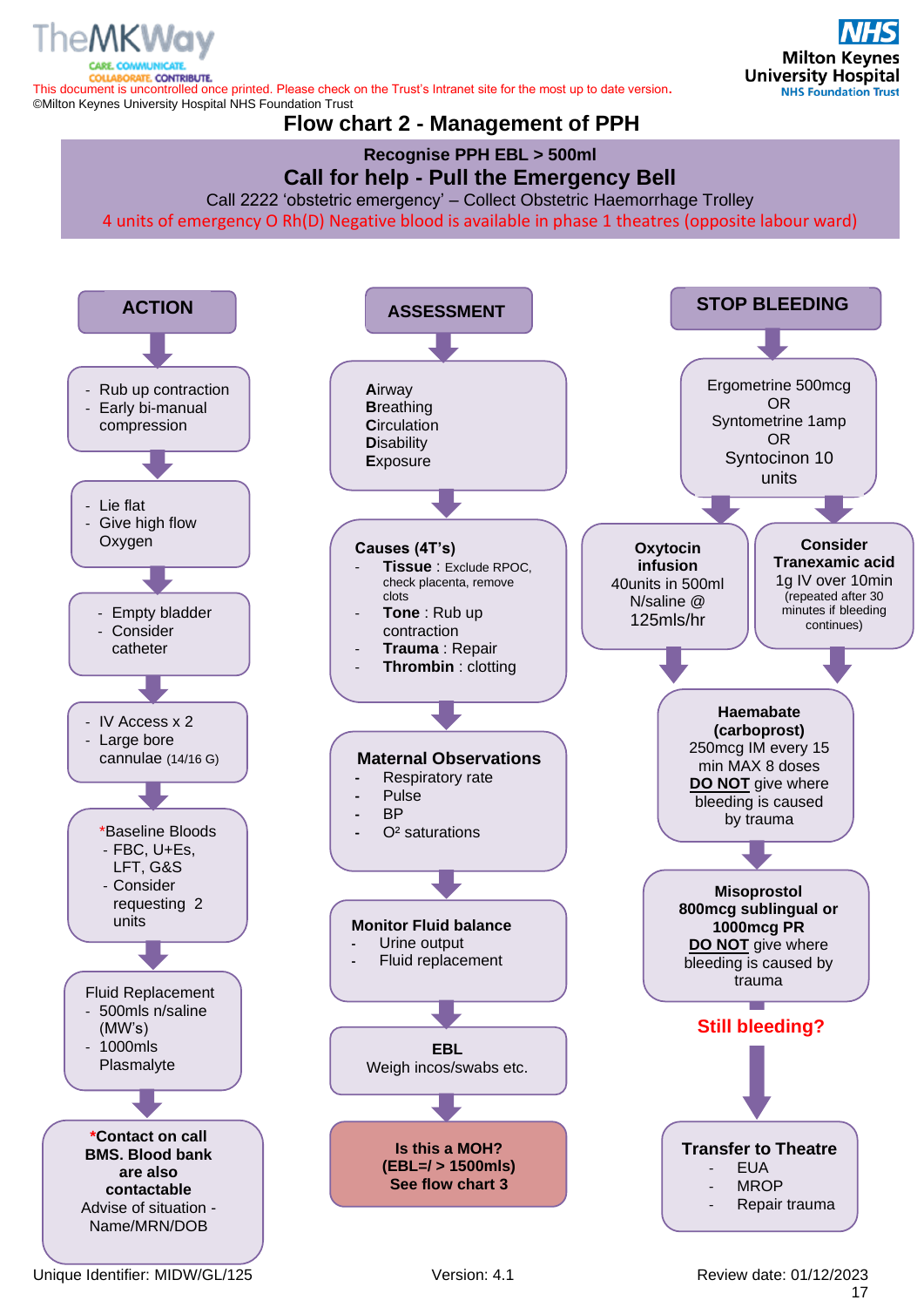This document is uncontrolled once printed. Please check on the Trust's Intranet site for the most up to date version.
©Milton Keynes University Hospital NHS Foundation Trust

# Flow chart 2 - Management of PPH

**Recognise PPH EBL > 500ml**

## Call for help - Pull the Emergency Bell

Call 2222 'obstetric emergency' – Collect Obstetric Haemorrhage Trolley

4 units of emergency O Rh(D) Negative blood is available in phase 1 theatres (opposite labour ward)

### ACTION

- Rub up contraction
- Early bi-manual compression

↓

- Lie flat
- Give high flow Oxygen

↓

- Empty bladder
- Consider catheter

↓

- IV Access x 2
- Large bore cannulae (14/16 G)

↓

*Baseline Bloods
- FBC, U+Es, LFT, G&S
- Consider requesting 2 units

↓

Fluid Replacement
- 500mls n/saline (MW's)
- 1000mls Plasmalyte

↓

***Contact on call BMS. Blood bank are also contactable**
Advise of situation - Name/MRN/DOB

### ASSESSMENT

**A**irway
**B**reathing
**C**irculation
**D**isability
**E**xposure

↓

**Causes (4T's)**
- **Tissue** : Exclude RPOC, check placenta, remove clots
- **Tone** : Rub up contraction
- **Trauma** : Repair
- **Thrombin** : clotting

↓

**Maternal Observations**
- Respiratory rate
- Pulse
- BP
- $O^2$ saturations

↓

**Monitor Fluid balance**
- Urine output
- Fluid replacement

↓

**EBL**
Weigh incos/swabs etc.

↓

**Is this a MOH? (EBL=/ > 1500mls) See flow chart 3**

### STOP BLEEDING

Ergometrine 500mcg
OR
Syntometrine 1amp
OR
Syntocinon 10 units

↓

**Oxytocin infusion**
40units in 500ml N/saline @ 125mls/hr

**Consider Tranexamic acid**
1g IV over 10min
(repeated after 30 minutes if bleeding continues)

↓

**Haemabate (carboprost)**
250mcg IM every 15 min MAX 8 doses
**DO NOT** give where bleeding is caused by trauma

↓

**Misoprostol 800mcg sublingual or 1000mcg PR**
**DO NOT** give where bleeding is caused by trauma

**Still bleeding?**

↓

**Transfer to Theatre**
- EUA
- MROP
- Repair trauma

Unique Identifier: MIDW/GL/125 | Version: 4.1 | Review date: 01/12/2023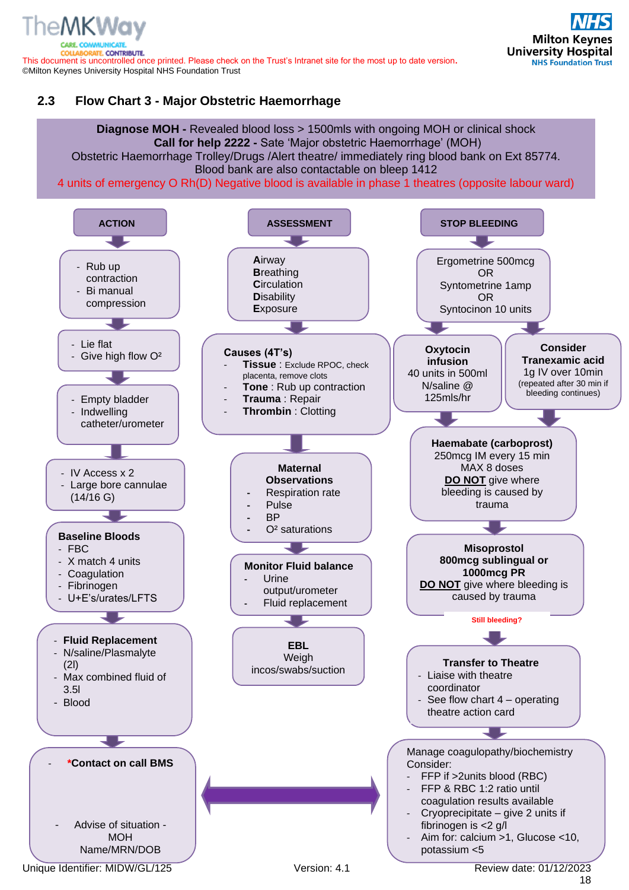## 2.3 Flow Chart 3 - Major Obstetric Haemorrhage

**Diagnose MOH -** Revealed blood loss > 1500mls with ongoing MOH or clinical shock
**Call for help 2222 -** Sate 'Major obstetric Haemorrhage' (MOH)
Obstetric Haemorrhage Trolley/Drugs /Alert theatre/ immediately ring blood bank on Ext 85774.
Blood bank are also contactable on bleep 1412
4 units of emergency O Rh(D) Negative blood is available in phase 1 theatres (opposite labour ward)

### ACTION

- Rub up contraction
- Bi manual compression

↓

- Lie flat
- Give high flow O²

↓

- Empty bladder
- Indwelling catheter/urometer

↓

- IV Access x 2
- Large bore cannulae (14/16 G)

↓

**Baseline Bloods**

- FBC
- X match 4 units
- Coagulation
- Fibrinogen
- U+E's/urates/LFTS

↓

- **Fluid Replacement**
- N/saline/Plasmalyte (2l)
- Max combined fluid of 3.5l
- Blood

↓

- ***Contact on call BMS**
- Advise of situation - MOH Name/MRN/DOB

↔ (links to Manage coagulopathy/biochemistry)

### ASSESSMENT

**A**irway
**B**reathing
**C**irculation
**D**isability
**E**xposure

↓

**Causes (4T's)**

- **Tissue** : Exclude RPOC, check placenta, remove clots
- **Tone** : Rub up contraction
- **Trauma** : Repair
- **Thrombin** : Clotting

↓

**Maternal Observations**

- Respiration rate
- Pulse
- BP
- O² saturations

↓

**Monitor Fluid balance**

- Urine output/urometer
- Fluid replacement

↓

**EBL**
Weigh incos/swabs/suction

### STOP BLEEDING

Ergometrine 500mcg
OR
Syntometrine 1amp
OR
Syntocinon 10 units

↓

**Oxytocin infusion**
40 units in 500ml N/saline @ 125mls/hr

**Consider Tranexamic acid**
1g IV over 10min
(repeated after 30 min if bleeding continues)

↓

**Haemabate (carboprost)**
250mcg IM every 15 min
MAX 8 doses
**DO NOT** give where bleeding is caused by trauma

↓

**Misoprostol**
**800mcg sublingual or 1000mcg PR**
**DO NOT** give where bleeding is caused by trauma

**Still bleeding?**

↓

**Transfer to Theatre**

- Liaise with theatre coordinator
- See flow chart 4 – operating theatre action card

↓

Manage coagulopathy/biochemistry
Consider:

- FFP if >2units blood (RBC)
- FFP & RBC 1:2 ratio until coagulation results available
- Cryoprecipitate – give 2 units if fibrinogen is <2 g/l
- Aim for: calcium >1, Glucose <10, potassium <5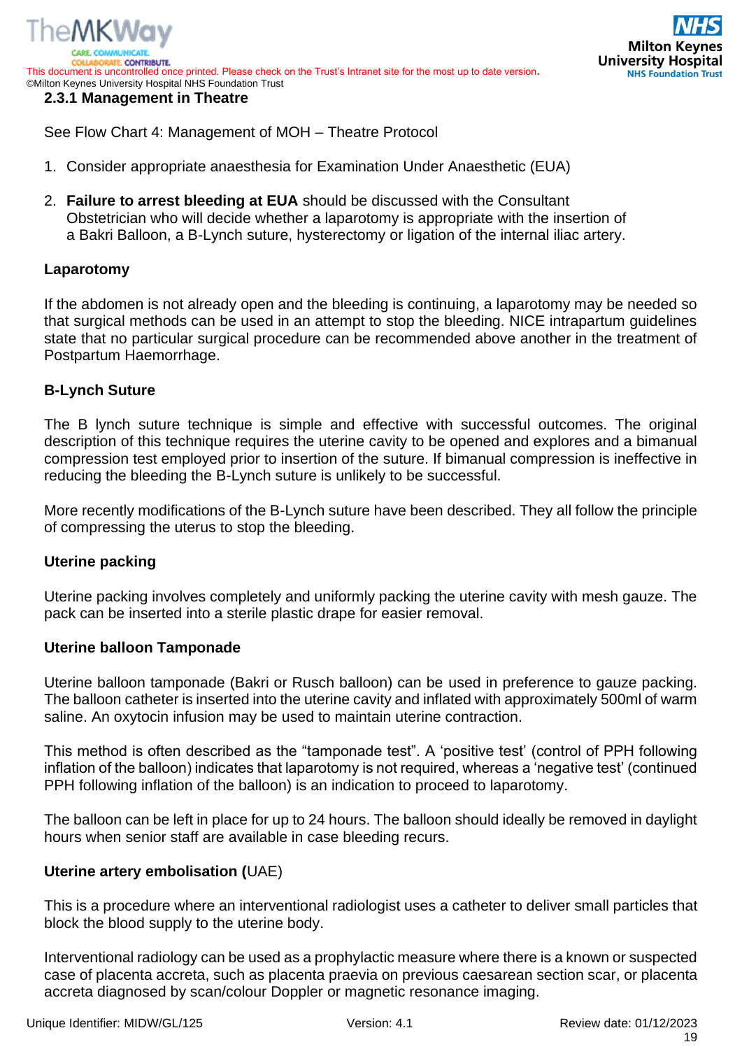### 2.3.1 Management in Theatre

See Flow Chart 4: Management of MOH – Theatre Protocol

1. Consider appropriate anaesthesia for Examination Under Anaesthetic (EUA)

2. **Failure to arrest bleeding at EUA** should be discussed with the Consultant Obstetrician who will decide whether a laparotomy is appropriate with the insertion of a Bakri Balloon, a B-Lynch suture, hysterectomy or ligation of the internal iliac artery.

**Laparotomy**

If the abdomen is not already open and the bleeding is continuing, a laparotomy may be needed so that surgical methods can be used in an attempt to stop the bleeding. NICE intrapartum guidelines state that no particular surgical procedure can be recommended above another in the treatment of Postpartum Haemorrhage.

**B-Lynch Suture**

The B lynch suture technique is simple and effective with successful outcomes. The original description of this technique requires the uterine cavity to be opened and explores and a bimanual compression test employed prior to insertion of the suture. If bimanual compression is ineffective in reducing the bleeding the B-Lynch suture is unlikely to be successful.

More recently modifications of the B-Lynch suture have been described. They all follow the principle of compressing the uterus to stop the bleeding.

**Uterine packing**

Uterine packing involves completely and uniformly packing the uterine cavity with mesh gauze. The pack can be inserted into a sterile plastic drape for easier removal.

**Uterine balloon Tamponade**

Uterine balloon tamponade (Bakri or Rusch balloon) can be used in preference to gauze packing. The balloon catheter is inserted into the uterine cavity and inflated with approximately 500ml of warm saline. An oxytocin infusion may be used to maintain uterine contraction.

This method is often described as the "tamponade test". A 'positive test' (control of PPH following inflation of the balloon) indicates that laparotomy is not required, whereas a 'negative test' (continued PPH following inflation of the balloon) is an indication to proceed to laparotomy.

The balloon can be left in place for up to 24 hours. The balloon should ideally be removed in daylight hours when senior staff are available in case bleeding recurs.

**Uterine artery embolisation (**UAE)

This is a procedure where an interventional radiologist uses a catheter to deliver small particles that block the blood supply to the uterine body.

Interventional radiology can be used as a prophylactic measure where there is a known or suspected case of placenta accreta, such as placenta praevia on previous caesarean section scar, or placenta accreta diagnosed by scan/colour Doppler or magnetic resonance imaging.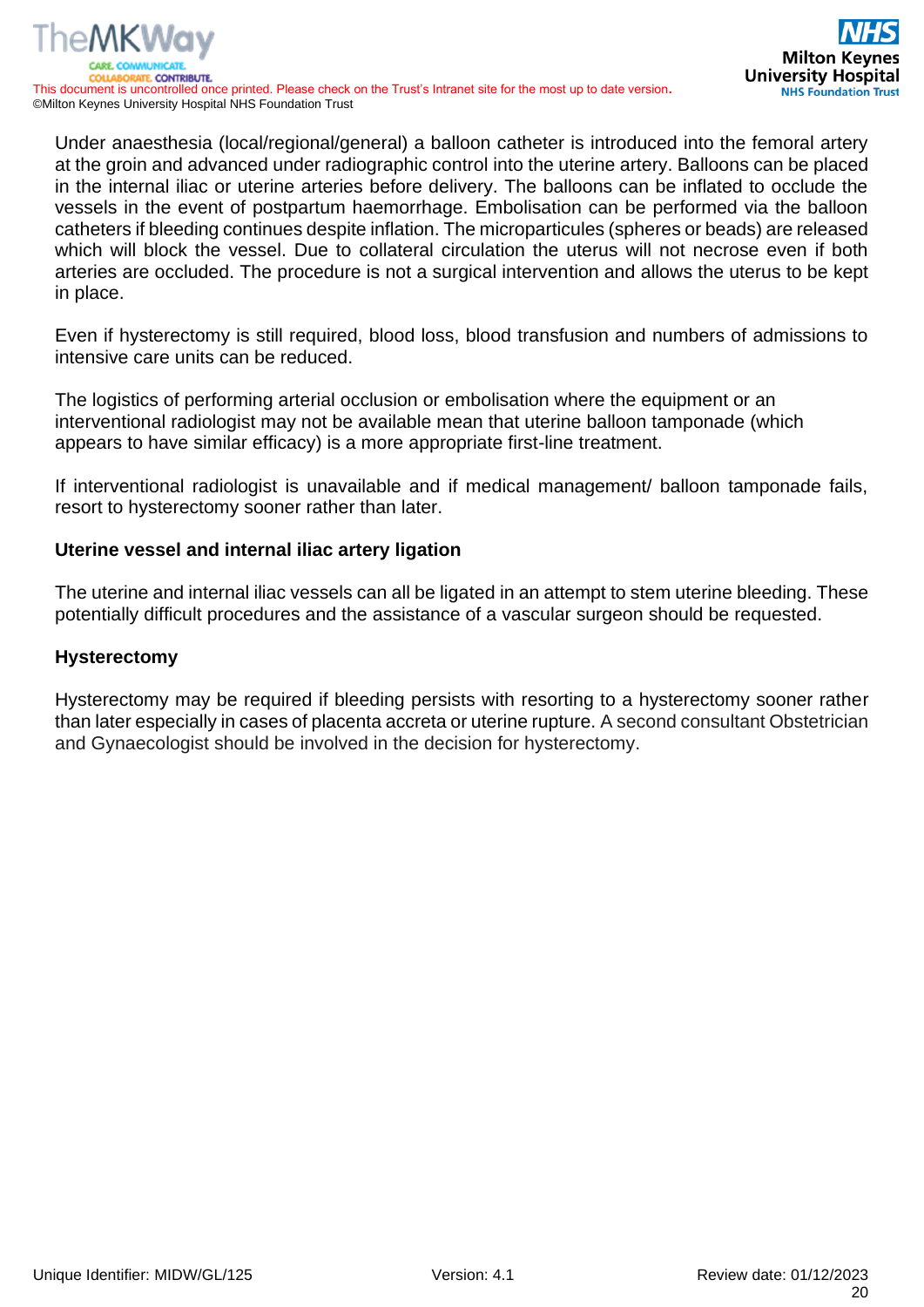Under anaesthesia (local/regional/general) a balloon catheter is introduced into the femoral artery at the groin and advanced under radiographic control into the uterine artery. Balloons can be placed in the internal iliac or uterine arteries before delivery. The balloons can be inflated to occlude the vessels in the event of postpartum haemorrhage. Embolisation can be performed via the balloon catheters if bleeding continues despite inflation. The microparticules (spheres or beads) are released which will block the vessel. Due to collateral circulation the uterus will not necrose even if both arteries are occluded. The procedure is not a surgical intervention and allows the uterus to be kept in place.

Even if hysterectomy is still required, blood loss, blood transfusion and numbers of admissions to intensive care units can be reduced.

The logistics of performing arterial occlusion or embolisation where the equipment or an interventional radiologist may not be available mean that uterine balloon tamponade (which appears to have similar efficacy) is a more appropriate first-line treatment.

If interventional radiologist is unavailable and if medical management/ balloon tamponade fails, resort to hysterectomy sooner rather than later.

**Uterine vessel and internal iliac artery ligation**

The uterine and internal iliac vessels can all be ligated in an attempt to stem uterine bleeding. These potentially difficult procedures and the assistance of a vascular surgeon should be requested.

**Hysterectomy**

Hysterectomy may be required if bleeding persists with resorting to a hysterectomy sooner rather than later especially in cases of placenta accreta or uterine rupture. A second consultant Obstetrician and Gynaecologist should be involved in the decision for hysterectomy.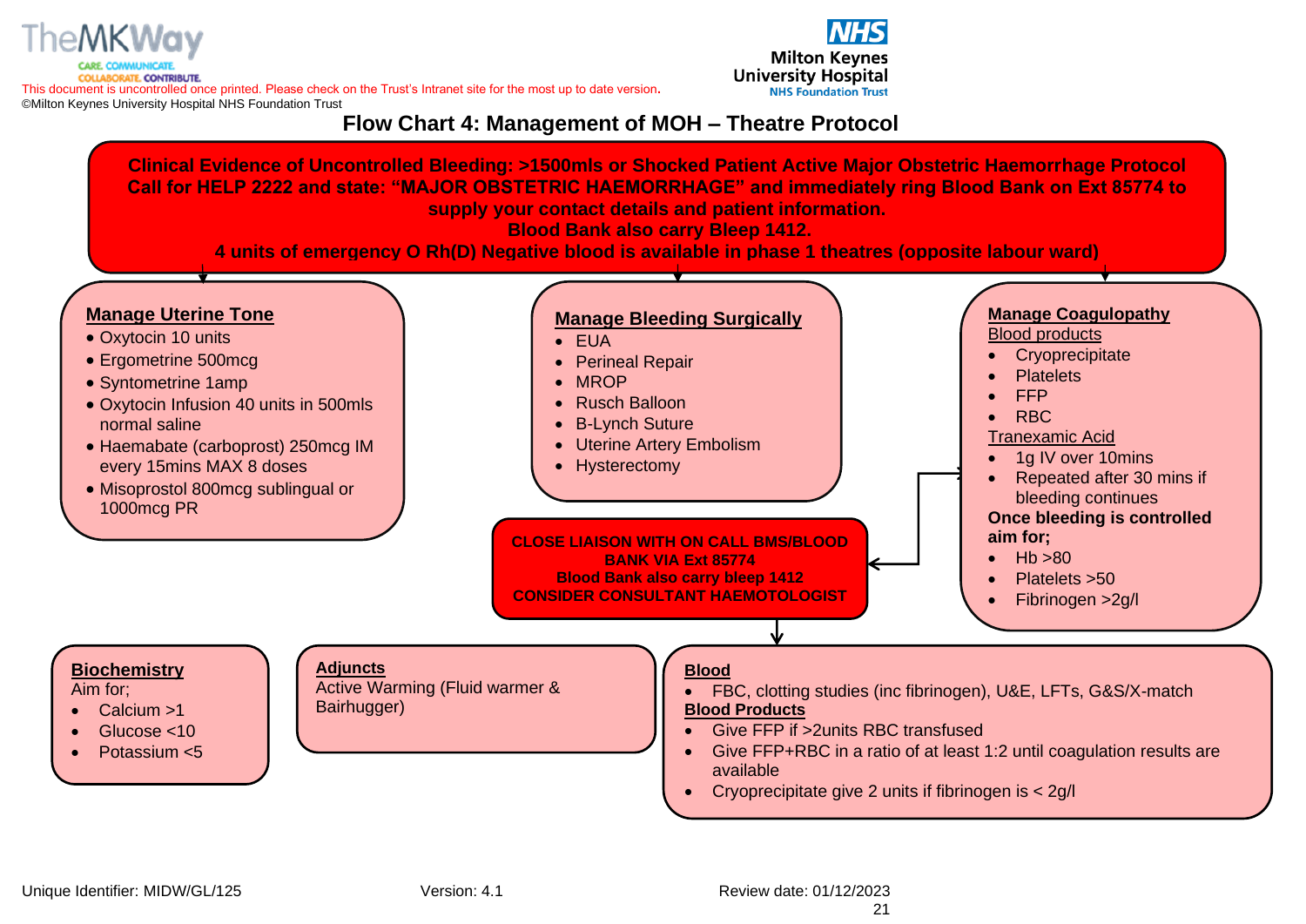This document is uncontrolled once printed. Please check on the Trust's Intranet site for the most up to date version.
©Milton Keynes University Hospital NHS Foundation Trust

# Flow Chart 4: Management of MOH – Theatre Protocol

**Clinical Evidence of Uncontrolled Bleeding: >1500mls or Shocked Patient Active Major Obstetric Haemorrhage Protocol**
**Call for HELP 2222 and state: "MAJOR OBSTETRIC HAEMORRHAGE" and immediately ring Blood Bank on Ext 85774 to supply your contact details and patient information.**
**Blood Bank also carry Bleep 1412.**
**4 units of emergency O Rh(D) Negative blood is available in phase 1 theatres (opposite labour ward)**

## Manage Uterine Tone

- Oxytocin 10 units
- Ergometrine 500mcg
- Syntometrine 1amp
- Oxytocin Infusion 40 units in 500mls normal saline
- Haemabate (carboprost) 250mcg IM every 15mins MAX 8 doses
- Misoprostol 800mcg sublingual or 1000mcg PR

## Manage Bleeding Surgically

- EUA
- Perineal Repair
- MROP
- Rusch Balloon
- B-Lynch Suture
- Uterine Artery Embolism
- Hysterectomy

## Manage Coagulopathy

Blood products

- Cryoprecipitate
- Platelets
- FFP
- RBC

Tranexamic Acid

- 1g IV over 10mins
- Repeated after 30 mins if bleeding continues

**Once bleeding is controlled aim for;**

- Hb >80
- Platelets >50
- Fibrinogen >2g/l

**CLOSE LIAISON WITH ON CALL BMS/BLOOD BANK VIA Ext 85774**
**Blood Bank also carry bleep 1412**
**CONSIDER CONSULTANT HAEMOTOLOGIST**

## Biochemistry

Aim for;

- Calcium >1
- Glucose <10
- Potassium <5

## Adjuncts

Active Warming (Fluid warmer & Bairhugger)

## Blood

- FBC, clotting studies (inc fibrinogen), U&E, LFTs, G&S/X-match

**Blood Products**

- Give FFP if >2units RBC transfused
- Give FFP+RBC in a ratio of at least 1:2 until coagulation results are available
- Cryoprecipitate give 2 units if fibrinogen is < 2g/l

Unique Identifier: MIDW/GL/125 | Version: 4.1 | Review date: 01/12/2023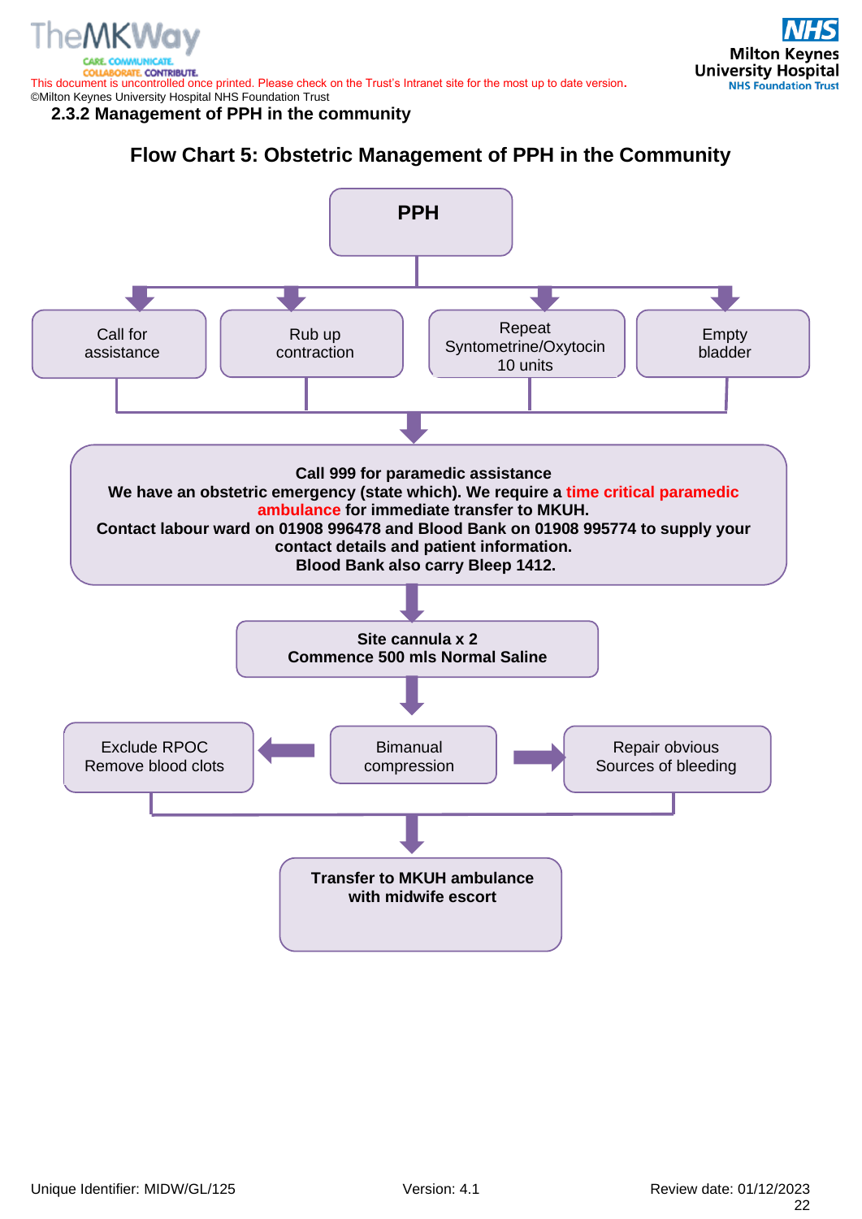### 2.3.2 Management of PPH in the community

## Flow Chart 5: Obstetric Management of PPH in the Community

**PPH**

- Call for assistance
- Rub up contraction
- Repeat Syntometrine/Oxytocin 10 units
- Empty bladder

↓

**Call 999 for paramedic assistance**
**We have an obstetric emergency (state which). We require a time critical paramedic ambulance for immediate transfer to MKUH.**
**Contact labour ward on 01908 996478 and Blood Bank on 01908 995774 to supply your contact details and patient information.**
**Blood Bank also carry Bleep 1412.**

↓

**Site cannula x 2**
**Commence 500 mls Normal Saline**

↓

Bimanual compression

- ← Exclude RPOC, Remove blood clots
- → Repair obvious Sources of bleeding

↓

**Transfer to MKUH ambulance with midwife escort**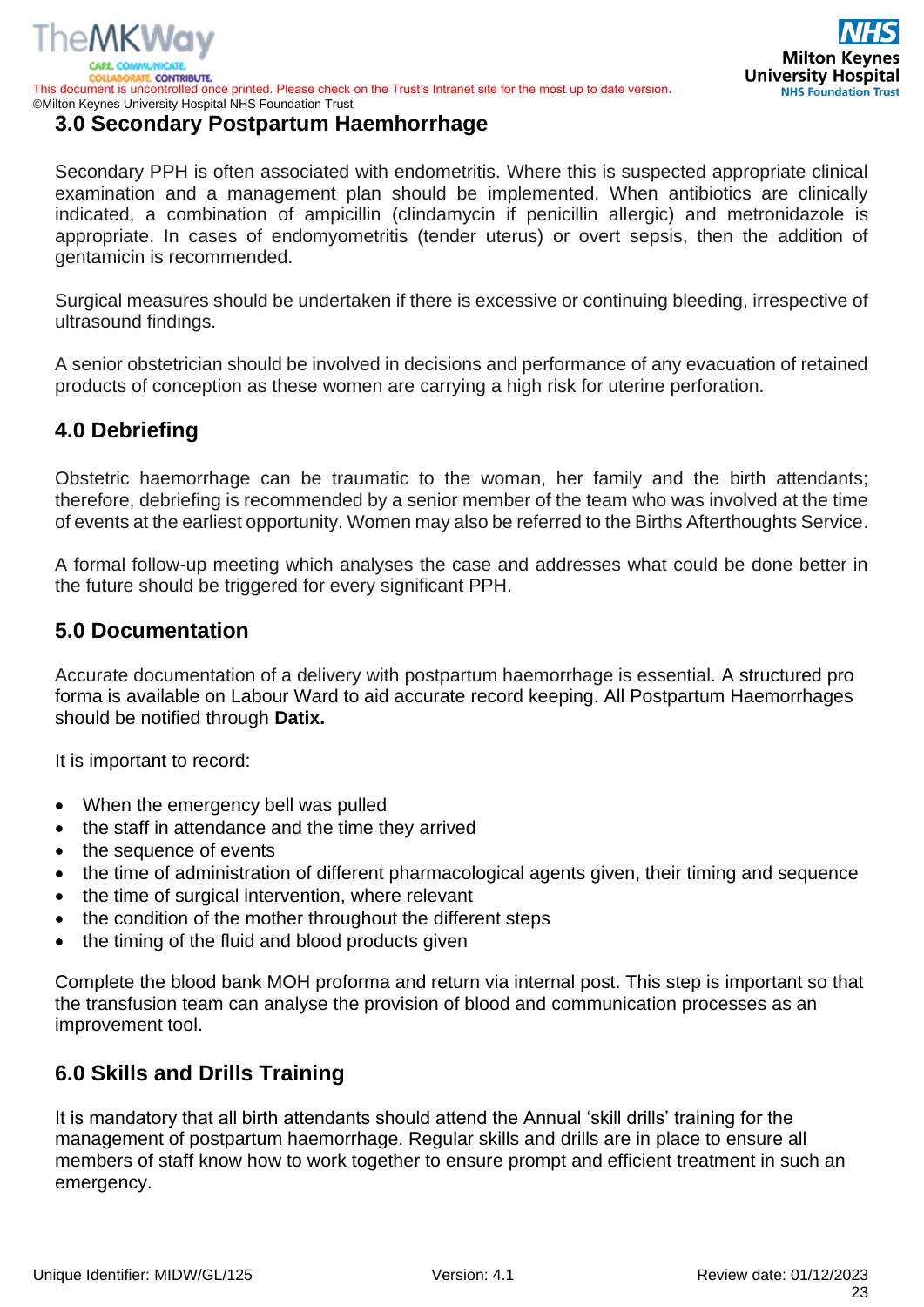## 3.0 Secondary Postpartum Haemhorrhage

Secondary PPH is often associated with endometritis. Where this is suspected appropriate clinical examination and a management plan should be implemented. When antibiotics are clinically indicated, a combination of ampicillin (clindamycin if penicillin allergic) and metronidazole is appropriate. In cases of endomyometritis (tender uterus) or overt sepsis, then the addition of gentamicin is recommended.

Surgical measures should be undertaken if there is excessive or continuing bleeding, irrespective of ultrasound findings.

A senior obstetrician should be involved in decisions and performance of any evacuation of retained products of conception as these women are carrying a high risk for uterine perforation.

## 4.0 Debriefing

Obstetric haemorrhage can be traumatic to the woman, her family and the birth attendants; therefore, debriefing is recommended by a senior member of the team who was involved at the time of events at the earliest opportunity. Women may also be referred to the Births Afterthoughts Service.

A formal follow-up meeting which analyses the case and addresses what could be done better in the future should be triggered for every significant PPH.

## 5.0 Documentation

Accurate documentation of a delivery with postpartum haemorrhage is essential. A structured pro forma is available on Labour Ward to aid accurate record keeping. All Postpartum Haemorrhages should be notified through **Datix.**

It is important to record:

- When the emergency bell was pulled
- the staff in attendance and the time they arrived
- the sequence of events
- the time of administration of different pharmacological agents given, their timing and sequence
- the time of surgical intervention, where relevant
- the condition of the mother throughout the different steps
- the timing of the fluid and blood products given

Complete the blood bank MOH proforma and return via internal post. This step is important so that the transfusion team can analyse the provision of blood and communication processes as an improvement tool.

## 6.0 Skills and Drills Training

It is mandatory that all birth attendants should attend the Annual 'skill drills' training for the management of postpartum haemorrhage. Regular skills and drills are in place to ensure all members of staff know how to work together to ensure prompt and efficient treatment in such an emergency.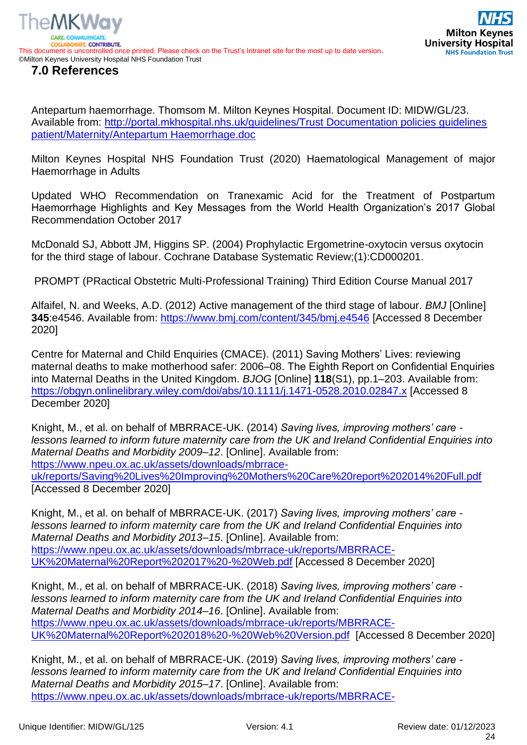## 7.0 References

Antepartum haemorrhage. Thomsom M. Milton Keynes Hospital. Document ID: MIDW/GL/23. Available from: http://portal.mkhospital.nhs.uk/guidelines/Trust Documentation policies guidelines patient/Maternity/Antepartum Haemorrhage.doc

Milton Keynes Hospital NHS Foundation Trust (2020) Haematological Management of major Haemorrhage in Adults

Updated WHO Recommendation on Tranexamic Acid for the Treatment of Postpartum Haemorrhage Highlights and Key Messages from the World Health Organization's 2017 Global Recommendation October 2017

McDonald SJ, Abbott JM, Higgins SP. (2004) Prophylactic Ergometrine-oxytocin versus oxytocin for the third stage of labour. Cochrane Database Systematic Review;(1):CD000201.

PROMPT (PRactical Obstetric Multi-Professional Training) Third Edition Course Manual 2017

Alfaifel, N. and Weeks, A.D. (2012) Active management of the third stage of labour. *BMJ* [Online] **345**:e4546. Available from: https://www.bmj.com/content/345/bmj.e4546 [Accessed 8 December 2020]

Centre for Maternal and Child Enquiries (CMACE). (2011) Saving Mothers' Lives: reviewing maternal deaths to make motherhood safer: 2006–08. The Eighth Report on Confidential Enquiries into Maternal Deaths in the United Kingdom. *BJOG* [Online] **118**(S1), pp.1–203. Available from: https://obgyn.onlinelibrary.wiley.com/doi/abs/10.1111/j.1471-0528.2010.02847.x [Accessed 8 December 2020]

Knight, M., et al. on behalf of MBRRACE-UK. (2014) *Saving lives, improving mothers' care - lessons learned to inform future maternity care from the UK and Ireland Confidential Enquiries into Maternal Deaths and Morbidity 2009–12*. [Online]. Available from: https://www.npeu.ox.ac.uk/assets/downloads/mbrrace-uk/reports/Saving%20Lives%20Improving%20Mothers%20Care%20report%202014%20Full.pdf [Accessed 8 December 2020]

Knight, M., et al. on behalf of MBRRACE-UK. (2017) *Saving lives, improving mothers' care - lessons learned to inform maternity care from the UK and Ireland Confidential Enquiries into Maternal Deaths and Morbidity 2013–15*. [Online]. Available from: https://www.npeu.ox.ac.uk/assets/downloads/mbrrace-uk/reports/MBRRACE-UK%20Maternal%20Report%202017%20-%20Web.pdf [Accessed 8 December 2020]

Knight, M., et al. on behalf of MBRRACE-UK. (2018) *Saving lives, improving mothers' care - lessons learned to inform maternity care from the UK and Ireland Confidential Enquiries into Maternal Deaths and Morbidity 2014–16*. [Online]. Available from: https://www.npeu.ox.ac.uk/assets/downloads/mbrrace-uk/reports/MBRRACE-UK%20Maternal%20Report%202018%20-%20Web%20Version.pdf [Accessed 8 December 2020]

Knight, M., et al. on behalf of MBRRACE-UK. (2019) *Saving lives, improving mothers' care - lessons learned to inform maternity care from the UK and Ireland Confidential Enquiries into Maternal Deaths and Morbidity 2015–17*. [Online]. Available from: https://www.npeu.ox.ac.uk/assets/downloads/mbrrace-uk/reports/MBRRACE-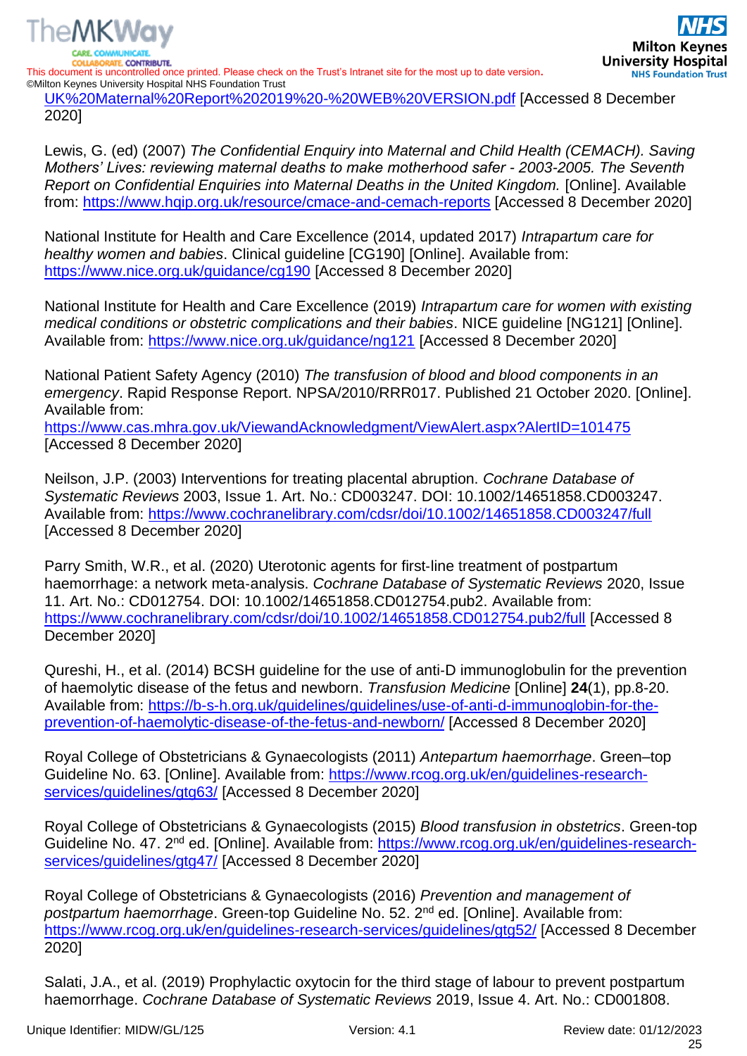UK%20Maternal%20Report%202019%20-%20WEB%20VERSION.pdf [Accessed 8 December 2020]

Lewis, G. (ed) (2007) *The Confidential Enquiry into Maternal and Child Health (CEMACH). Saving Mothers' Lives: reviewing maternal deaths to make motherhood safer - 2003-2005. The Seventh Report on Confidential Enquiries into Maternal Deaths in the United Kingdom.* [Online]. Available from: https://www.hqip.org.uk/resource/cmace-and-cemach-reports [Accessed 8 December 2020]

National Institute for Health and Care Excellence (2014, updated 2017) *Intrapartum care for healthy women and babies*. Clinical guideline [CG190] [Online]. Available from: https://www.nice.org.uk/guidance/cg190 [Accessed 8 December 2020]

National Institute for Health and Care Excellence (2019) *Intrapartum care for women with existing medical conditions or obstetric complications and their babies*. NICE guideline [NG121] [Online]. Available from: https://www.nice.org.uk/guidance/ng121 [Accessed 8 December 2020]

National Patient Safety Agency (2010) *The transfusion of blood and blood components in an emergency*. Rapid Response Report. NPSA/2010/RRR017. Published 21 October 2020. [Online]. Available from: https://www.cas.mhra.gov.uk/ViewandAcknowledgment/ViewAlert.aspx?AlertID=101475 [Accessed 8 December 2020]

Neilson, J.P. (2003) Interventions for treating placental abruption. *Cochrane Database of Systematic Reviews* 2003, Issue 1. Art. No.: CD003247. DOI: 10.1002/14651858.CD003247. Available from: https://www.cochranelibrary.com/cdsr/doi/10.1002/14651858.CD003247/full [Accessed 8 December 2020]

Parry Smith, W.R., et al. (2020) Uterotonic agents for first-line treatment of postpartum haemorrhage: a network meta-analysis. *Cochrane Database of Systematic Reviews* 2020, Issue 11. Art. No.: CD012754. DOI: 10.1002/14651858.CD012754.pub2. Available from: https://www.cochranelibrary.com/cdsr/doi/10.1002/14651858.CD012754.pub2/full [Accessed 8 December 2020]

Qureshi, H., et al. (2014) BCSH guideline for the use of anti-D immunoglobulin for the prevention of haemolytic disease of the fetus and newborn. *Transfusion Medicine* [Online] **24**(1), pp.8-20. Available from: https://b-s-h.org.uk/guidelines/guidelines/use-of-anti-d-immunoglobin-for-the-prevention-of-haemolytic-disease-of-the-fetus-and-newborn/ [Accessed 8 December 2020]

Royal College of Obstetricians & Gynaecologists (2011) *Antepartum haemorrhage*. Green–top Guideline No. 63. [Online]. Available from: https://www.rcog.org.uk/en/guidelines-research-services/guidelines/gtg63/ [Accessed 8 December 2020]

Royal College of Obstetricians & Gynaecologists (2015) *Blood transfusion in obstetrics*. Green-top Guideline No. 47. 2nd ed. [Online]. Available from: https://www.rcog.org.uk/en/guidelines-research-services/guidelines/gtg47/ [Accessed 8 December 2020]

Royal College of Obstetricians & Gynaecologists (2016) *Prevention and management of postpartum haemorrhage*. Green-top Guideline No. 52. 2nd ed. [Online]. Available from: https://www.rcog.org.uk/en/guidelines-research-services/guidelines/gtg52/ [Accessed 8 December 2020]

Salati, J.A., et al. (2019) Prophylactic oxytocin for the third stage of labour to prevent postpartum haemorrhage. *Cochrane Database of Systematic Reviews* 2019, Issue 4. Art. No.: CD001808.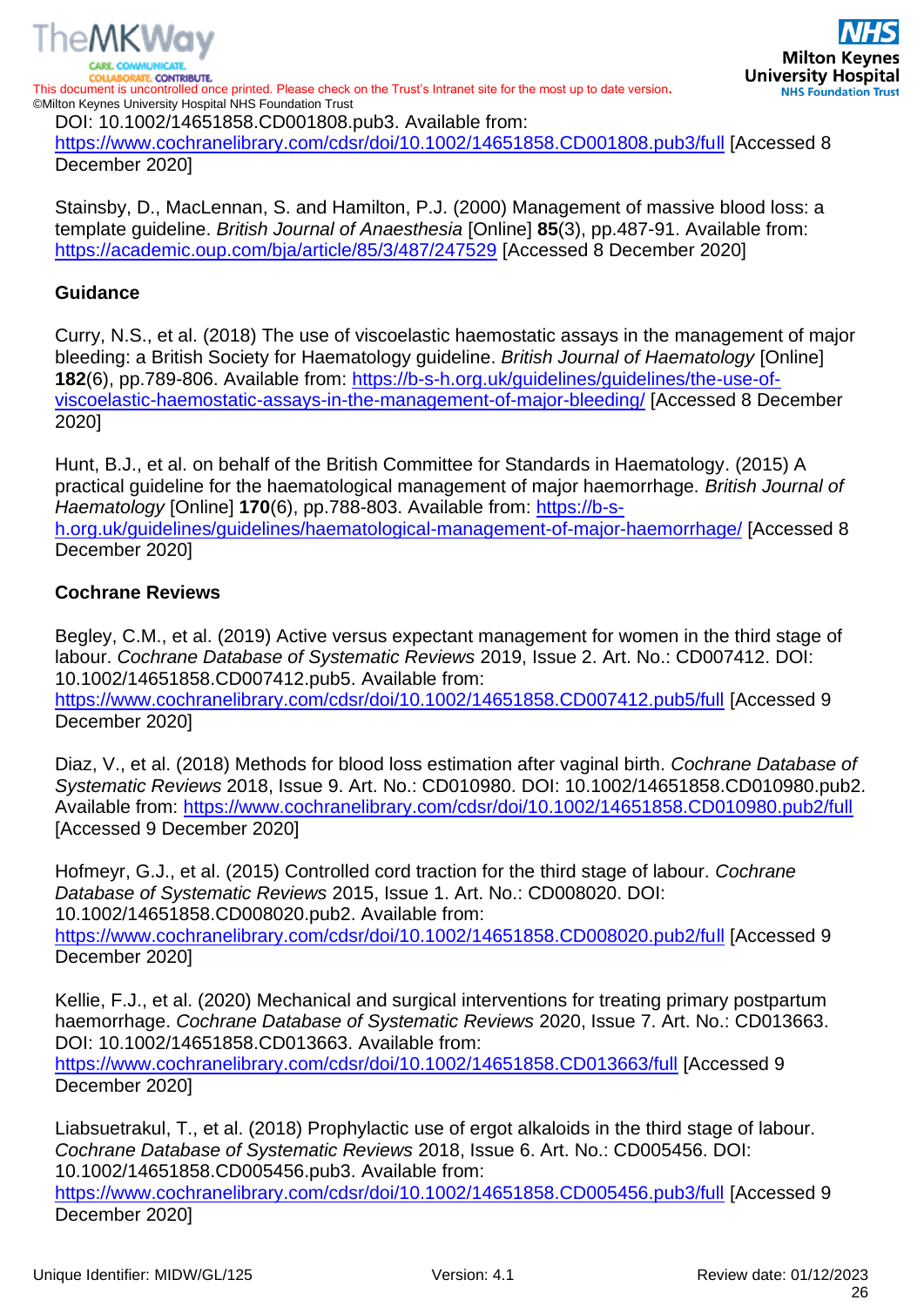DOI: 10.1002/14651858.CD001808.pub3. Available from: https://www.cochranelibrary.com/cdsr/doi/10.1002/14651858.CD001808.pub3/full [Accessed 8 December 2020]

Stainsby, D., MacLennan, S. and Hamilton, P.J. (2000) Management of massive blood loss: a template guideline. *British Journal of Anaesthesia* [Online] **85**(3), pp.487-91. Available from: https://academic.oup.com/bja/article/85/3/487/247529 [Accessed 8 December 2020]

**Guidance**

Curry, N.S., et al. (2018) The use of viscoelastic haemostatic assays in the management of major bleeding: a British Society for Haematology guideline. *British Journal of Haematology* [Online] **182**(6), pp.789-806. Available from: https://b-s-h.org.uk/guidelines/guidelines/the-use-of-viscoelastic-haemostatic-assays-in-the-management-of-major-bleeding/ [Accessed 8 December 2020]

Hunt, B.J., et al. on behalf of the British Committee for Standards in Haematology. (2015) A practical guideline for the haematological management of major haemorrhage. *British Journal of Haematology* [Online] **170**(6), pp.788-803. Available from: https://b-s-h.org.uk/guidelines/guidelines/haematological-management-of-major-haemorrhage/ [Accessed 8 December 2020]

**Cochrane Reviews**

Begley, C.M., et al. (2019) Active versus expectant management for women in the third stage of labour. *Cochrane Database of Systematic Reviews* 2019, Issue 2. Art. No.: CD007412. DOI: 10.1002/14651858.CD007412.pub5. Available from: https://www.cochranelibrary.com/cdsr/doi/10.1002/14651858.CD007412.pub5/full [Accessed 9 December 2020]

Diaz, V., et al. (2018) Methods for blood loss estimation after vaginal birth. *Cochrane Database of Systematic Reviews* 2018, Issue 9. Art. No.: CD010980. DOI: 10.1002/14651858.CD010980.pub2. Available from: https://www.cochranelibrary.com/cdsr/doi/10.1002/14651858.CD010980.pub2/full [Accessed 9 December 2020]

Hofmeyr, G.J., et al. (2015) Controlled cord traction for the third stage of labour. *Cochrane Database of Systematic Reviews* 2015, Issue 1. Art. No.: CD008020. DOI: 10.1002/14651858.CD008020.pub2. Available from: https://www.cochranelibrary.com/cdsr/doi/10.1002/14651858.CD008020.pub2/full [Accessed 9 December 2020]

Kellie, F.J., et al. (2020) Mechanical and surgical interventions for treating primary postpartum haemorrhage. *Cochrane Database of Systematic Reviews* 2020, Issue 7. Art. No.: CD013663. DOI: 10.1002/14651858.CD013663. Available from: https://www.cochranelibrary.com/cdsr/doi/10.1002/14651858.CD013663/full [Accessed 9 December 2020]

Liabsuetrakul, T., et al. (2018) Prophylactic use of ergot alkaloids in the third stage of labour. *Cochrane Database of Systematic Reviews* 2018, Issue 6. Art. No.: CD005456. DOI: 10.1002/14651858.CD005456.pub3. Available from: https://www.cochranelibrary.com/cdsr/doi/10.1002/14651858.CD005456.pub3/full [Accessed 9 December 2020]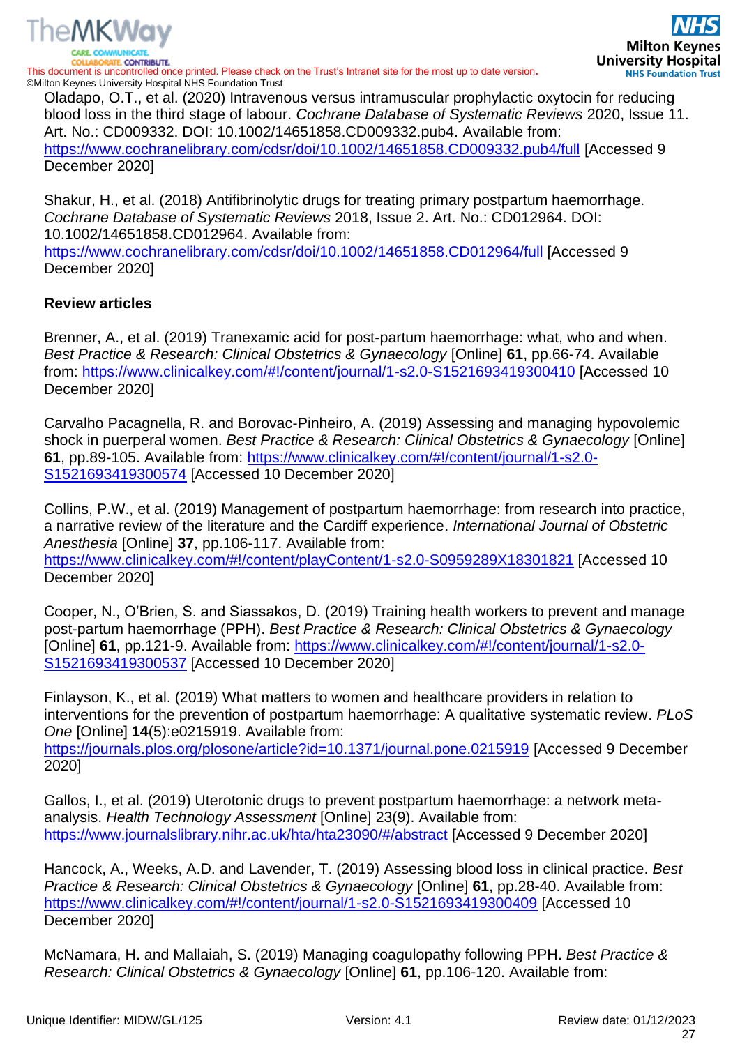Oladapo, O.T., et al. (2020) Intravenous versus intramuscular prophylactic oxytocin for reducing blood loss in the third stage of labour. *Cochrane Database of Systematic Reviews* 2020, Issue 11. Art. No.: CD009332. DOI: 10.1002/14651858.CD009332.pub4. Available from: https://www.cochranelibrary.com/cdsr/doi/10.1002/14651858.CD009332.pub4/full [Accessed 9 December 2020]

Shakur, H., et al. (2018) Antifibrinolytic drugs for treating primary postpartum haemorrhage. *Cochrane Database of Systematic Reviews* 2018, Issue 2. Art. No.: CD012964. DOI: 10.1002/14651858.CD012964. Available from: https://www.cochranelibrary.com/cdsr/doi/10.1002/14651858.CD012964/full [Accessed 9 December 2020]

**Review articles**

Brenner, A., et al. (2019) Tranexamic acid for post-partum haemorrhage: what, who and when. *Best Practice & Research: Clinical Obstetrics & Gynaecology* [Online] **61**, pp.66-74. Available from: https://www.clinicalkey.com/#!/content/journal/1-s2.0-S1521693419300410 [Accessed 10 December 2020]

Carvalho Pacagnella, R. and Borovac-Pinheiro, A. (2019) Assessing and managing hypovolemic shock in puerperal women. *Best Practice & Research: Clinical Obstetrics & Gynaecology* [Online] **61**, pp.89-105. Available from: https://www.clinicalkey.com/#!/content/journal/1-s2.0-S1521693419300574 [Accessed 10 December 2020]

Collins, P.W., et al. (2019) Management of postpartum haemorrhage: from research into practice, a narrative review of the literature and the Cardiff experience. *International Journal of Obstetric Anesthesia* [Online] **37**, pp.106-117. Available from: https://www.clinicalkey.com/#!/content/playContent/1-s2.0-S0959289X18301821 [Accessed 10 December 2020]

Cooper, N., O'Brien, S. and Siassakos, D. (2019) Training health workers to prevent and manage post-partum haemorrhage (PPH). *Best Practice & Research: Clinical Obstetrics & Gynaecology* [Online] **61**, pp.121-9. Available from: https://www.clinicalkey.com/#!/content/journal/1-s2.0-S1521693419300537 [Accessed 10 December 2020]

Finlayson, K., et al. (2019) What matters to women and healthcare providers in relation to interventions for the prevention of postpartum haemorrhage: A qualitative systematic review. *PLoS One* [Online] **14**(5):e0215919. Available from: https://journals.plos.org/plosone/article?id=10.1371/journal.pone.0215919 [Accessed 9 December 2020]

Gallos, I., et al. (2019) Uterotonic drugs to prevent postpartum haemorrhage: a network meta-analysis. *Health Technology Assessment* [Online] 23(9). Available from: https://www.journalslibrary.nihr.ac.uk/hta/hta23090/#/abstract [Accessed 9 December 2020]

Hancock, A., Weeks, A.D. and Lavender, T. (2019) Assessing blood loss in clinical practice. *Best Practice & Research: Clinical Obstetrics & Gynaecology* [Online] **61**, pp.28-40. Available from: https://www.clinicalkey.com/#!/content/journal/1-s2.0-S1521693419300409 [Accessed 10 December 2020]

McNamara, H. and Mallaiah, S. (2019) Managing coagulopathy following PPH. *Best Practice & Research: Clinical Obstetrics & Gynaecology* [Online] **61**, pp.106-120. Available from: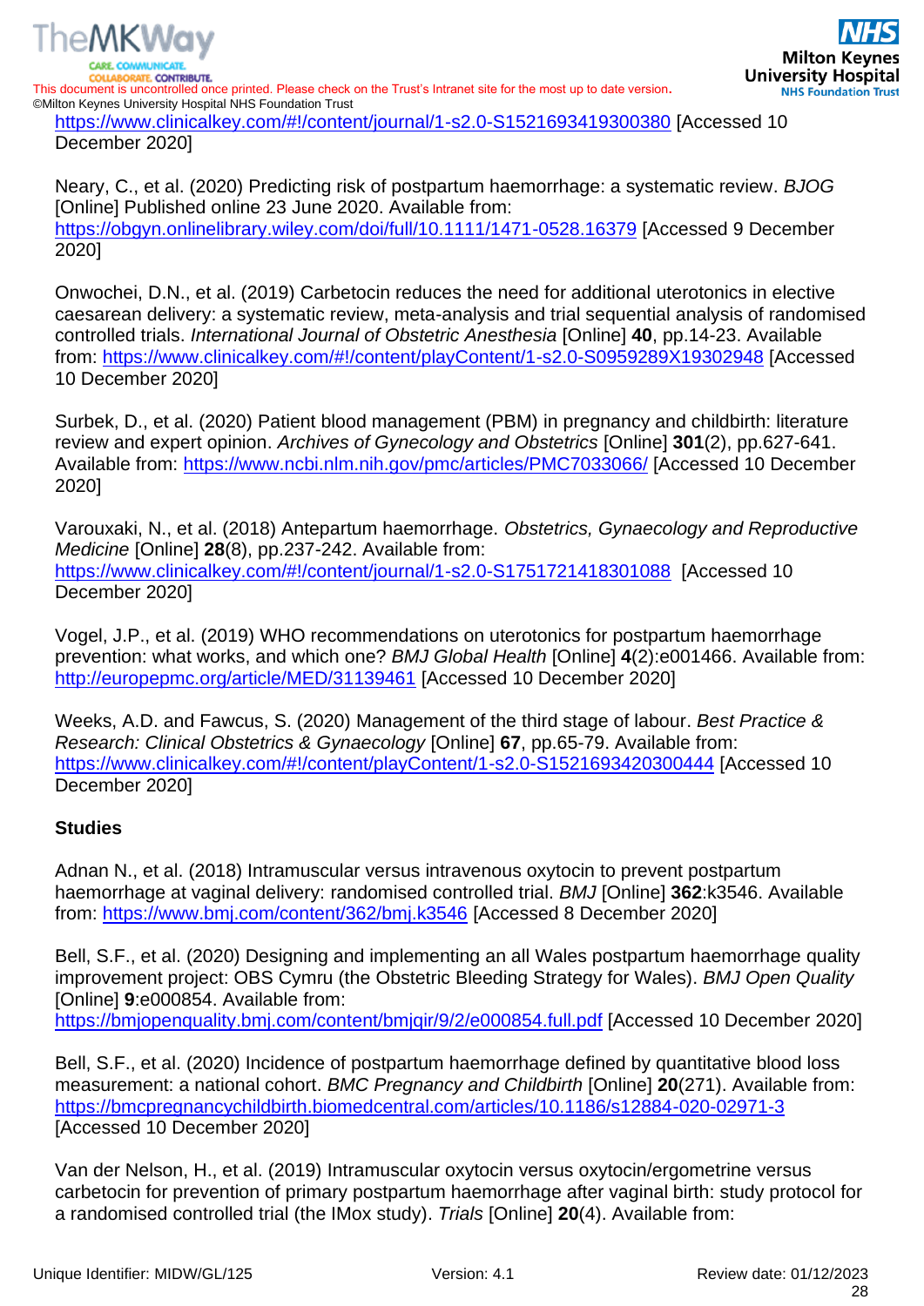https://www.clinicalkey.com/#!/content/journal/1-s2.0-S1521693419300380 [Accessed 10 December 2020]

Neary, C., et al. (2020) Predicting risk of postpartum haemorrhage: a systematic review. *BJOG* [Online] Published online 23 June 2020. Available from: https://obgyn.onlinelibrary.wiley.com/doi/full/10.1111/1471-0528.16379 [Accessed 9 December 2020]

Onwochei, D.N., et al. (2019) Carbetocin reduces the need for additional uterotonics in elective caesarean delivery: a systematic review, meta-analysis and trial sequential analysis of randomised controlled trials. *International Journal of Obstetric Anesthesia* [Online] **40**, pp.14-23. Available from: https://www.clinicalkey.com/#!/content/playContent/1-s2.0-S0959289X19302948 [Accessed 10 December 2020]

Surbek, D., et al. (2020) Patient blood management (PBM) in pregnancy and childbirth: literature review and expert opinion. *Archives of Gynecology and Obstetrics* [Online] **301**(2), pp.627-641. Available from: https://www.ncbi.nlm.nih.gov/pmc/articles/PMC7033066/ [Accessed 10 December 2020]

Varouxaki, N., et al. (2018) Antepartum haemorrhage. *Obstetrics, Gynaecology and Reproductive Medicine* [Online] **28**(8), pp.237-242. Available from: https://www.clinicalkey.com/#!/content/journal/1-s2.0-S1751721418301088 [Accessed 10 December 2020]

Vogel, J.P., et al. (2019) WHO recommendations on uterotonics for postpartum haemorrhage prevention: what works, and which one? *BMJ Global Health* [Online] **4**(2):e001466. Available from: http://europepmc.org/article/MED/31139461 [Accessed 10 December 2020]

Weeks, A.D. and Fawcus, S. (2020) Management of the third stage of labour. *Best Practice & Research: Clinical Obstetrics & Gynaecology* [Online] **67**, pp.65-79. Available from: https://www.clinicalkey.com/#!/content/playContent/1-s2.0-S1521693420300444 [Accessed 10 December 2020]

**Studies**

Adnan N., et al. (2018) Intramuscular versus intravenous oxytocin to prevent postpartum haemorrhage at vaginal delivery: randomised controlled trial. *BMJ* [Online] **362**:k3546. Available from: https://www.bmj.com/content/362/bmj.k3546 [Accessed 8 December 2020]

Bell, S.F., et al. (2020) Designing and implementing an all Wales postpartum haemorrhage quality improvement project: OBS Cymru (the Obstetric Bleeding Strategy for Wales). *BMJ Open Quality* [Online] **9**:e000854. Available from: https://bmjopenquality.bmj.com/content/bmjqir/9/2/e000854.full.pdf [Accessed 10 December 2020]

Bell, S.F., et al. (2020) Incidence of postpartum haemorrhage defined by quantitative blood loss measurement: a national cohort. *BMC Pregnancy and Childbirth* [Online] **20**(271). Available from: https://bmcpregnancychildbirth.biomedcentral.com/articles/10.1186/s12884-020-02971-3 [Accessed 10 December 2020]

Van der Nelson, H., et al. (2019) Intramuscular oxytocin versus oxytocin/ergometrine versus carbetocin for prevention of primary postpartum haemorrhage after vaginal birth: study protocol for a randomised controlled trial (the IMox study). *Trials* [Online] **20**(4). Available from: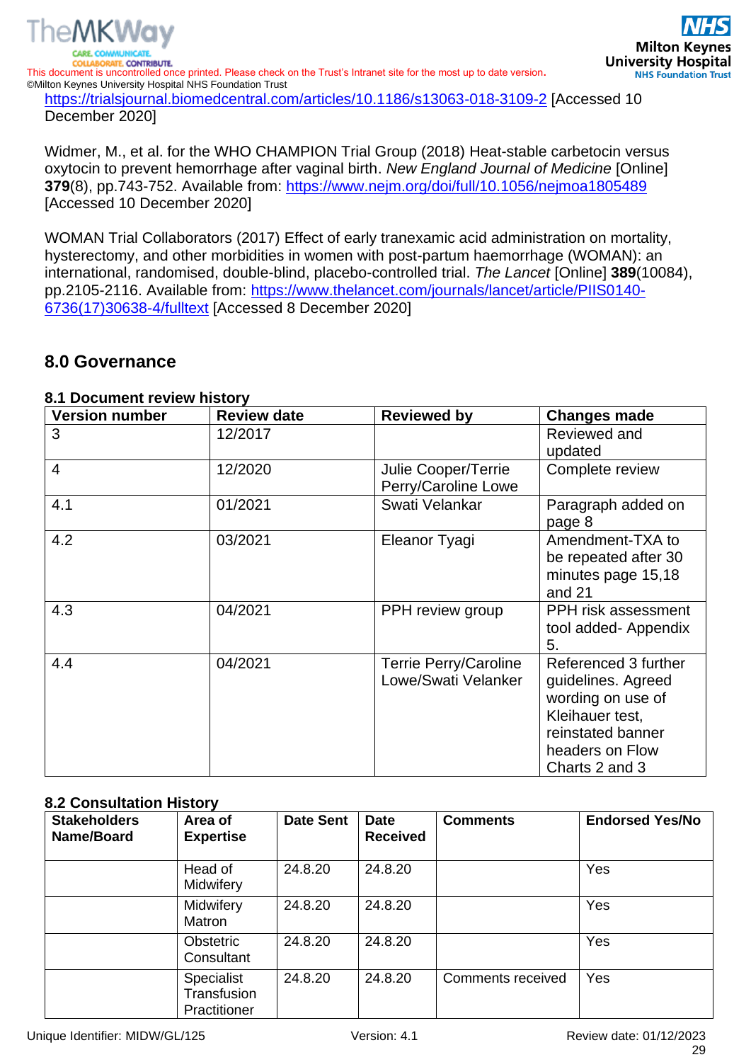https://trialsjournal.biomedcentral.com/articles/10.1186/s13063-018-3109-2 [Accessed 10 December 2020]

Widmer, M., et al. for the WHO CHAMPION Trial Group (2018) Heat-stable carbetocin versus oxytocin to prevent hemorrhage after vaginal birth. *New England Journal of Medicine* [Online] **379**(8), pp.743-752. Available from: https://www.nejm.org/doi/full/10.1056/nejmoa1805489 [Accessed 10 December 2020]

WOMAN Trial Collaborators (2017) Effect of early tranexamic acid administration on mortality, hysterectomy, and other morbidities in women with post-partum haemorrhage (WOMAN): an international, randomised, double-blind, placebo-controlled trial. *The Lancet* [Online] **389**(10084), pp.2105-2116. Available from: https://www.thelancet.com/journals/lancet/article/PIIS0140-6736(17)30638-4/fulltext [Accessed 8 December 2020]

## 8.0 Governance

### 8.1 Document review history

| Version number | Review date | Reviewed by | Changes made |
|---|---|---|---|
| 3 | 12/2017 | | Reviewed and updated |
| 4 | 12/2020 | Julie Cooper/Terrie Perry/Caroline Lowe | Complete review |
| 4.1 | 01/2021 | Swati Velankar | Paragraph added on page 8 |
| 4.2 | 03/2021 | Eleanor Tyagi | Amendment-TXA to be repeated after 30 minutes page 15,18 and 21 |
| 4.3 | 04/2021 | PPH review group | PPH risk assessment tool added- Appendix 5. |
| 4.4 | 04/2021 | Terrie Perry/Caroline Lowe/Swati Velanker | Referenced 3 further guidelines. Agreed wording on use of Kleihauer test, reinstated banner headers on Flow Charts 2 and 3 |

### 8.2 Consultation History

| Stakeholders Name/Board | Area of Expertise | Date Sent | Date Received | Comments | Endorsed Yes/No |
|---|---|---|---|---|---|
| | Head of Midwifery | 24.8.20 | 24.8.20 | | Yes |
| | Midwifery Matron | 24.8.20 | 24.8.20 | | Yes |
| | Obstetric Consultant | 24.8.20 | 24.8.20 | | Yes |
| | Specialist Transfusion Practitioner | 24.8.20 | 24.8.20 | Comments received | Yes |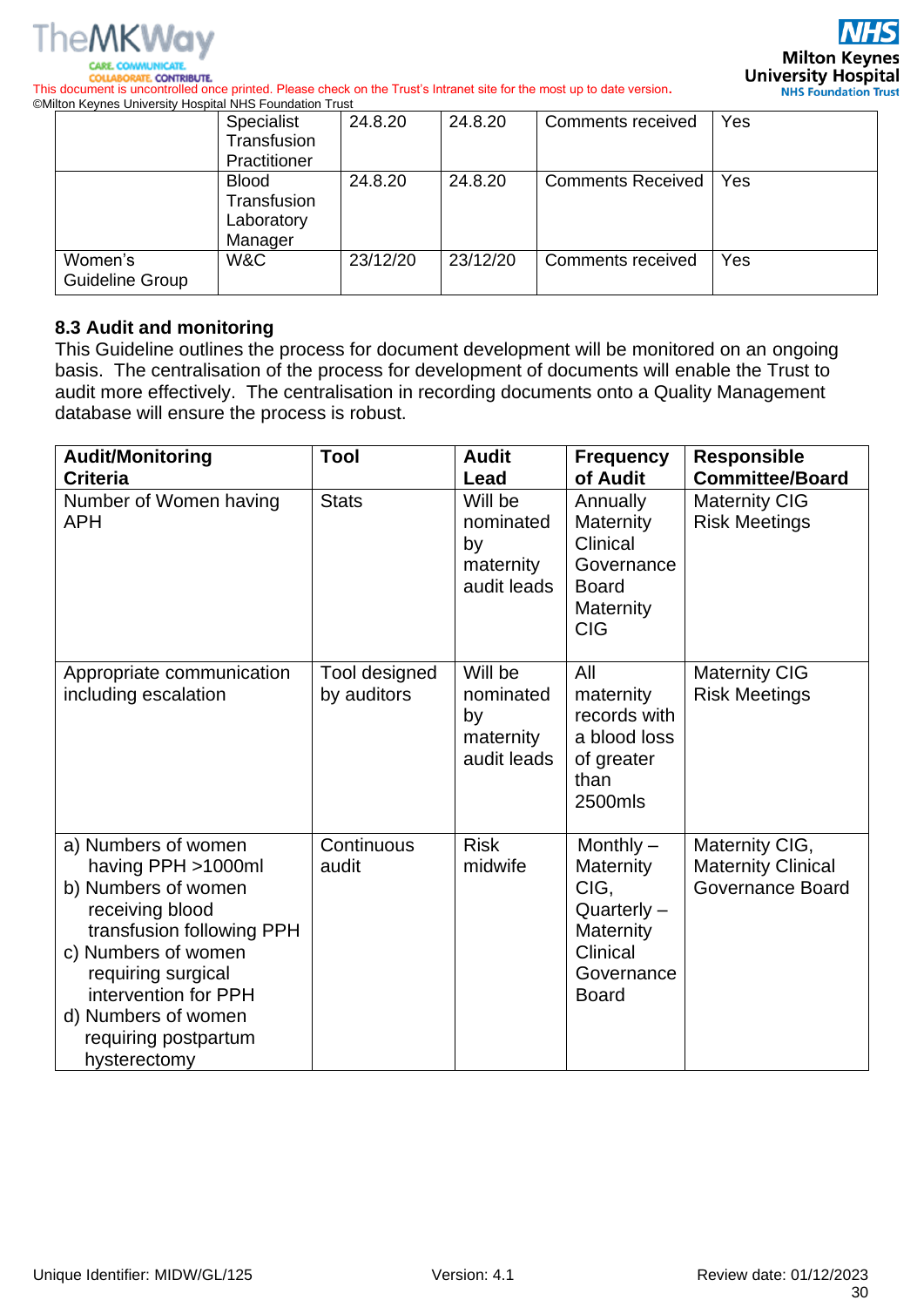| | | | | | |
|---|---|---|---|---|---|
| | Specialist Transfusion Practitioner | 24.8.20 | 24.8.20 | Comments received | Yes |
| | Blood Transfusion Laboratory Manager | 24.8.20 | 24.8.20 | Comments Received | Yes |
| Women's Guideline Group | W&C | 23/12/20 | 23/12/20 | Comments received | Yes |

### 8.3 Audit and monitoring

This Guideline outlines the process for document development will be monitored on an ongoing basis. The centralisation of the process for development of documents will enable the Trust to audit more effectively. The centralisation in recording documents onto a Quality Management database will ensure the process is robust.

| Audit/Monitoring Criteria | Tool | Audit Lead | Frequency of Audit | Responsible Committee/Board |
|---|---|---|---|---|
| Number of Women having APH | Stats | Will be nominated by maternity audit leads | Annually Maternity Clinical Governance Board Maternity CIG | Maternity CIG Risk Meetings |
| Appropriate communication including escalation | Tool designed by auditors | Will be nominated by maternity audit leads | All maternity records with a blood loss of greater than 2500mls | Maternity CIG Risk Meetings |
| a) Numbers of women having PPH >1000ml<br>b) Numbers of women receiving blood transfusion following PPH<br>c) Numbers of women requiring surgical intervention for PPH<br>d) Numbers of women requiring postpartum hysterectomy | Continuous audit | Risk midwife | Monthly – Maternity CIG, Quarterly – Maternity Clinical Governance Board | Maternity CIG, Maternity Clinical Governance Board |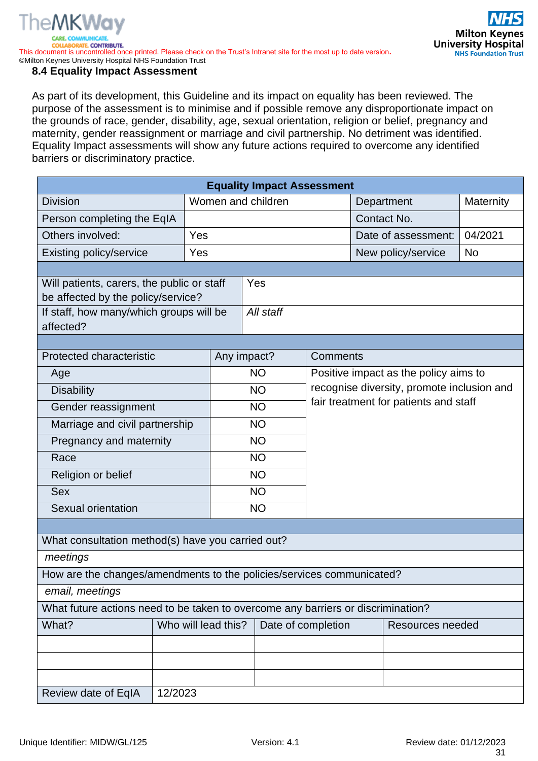### 8.4 Equality Impact Assessment

As part of its development, this Guideline and its impact on equality has been reviewed. The purpose of the assessment is to minimise and if possible remove any disproportionate impact on the grounds of race, gender, disability, age, sexual orientation, religion or belief, pregnancy and maternity, gender reassignment or marriage and civil partnership. No detriment was identified. Equality Impact assessments will show any future actions required to overcome any identified barriers or discriminatory practice.

| Equality Impact Assessment | | | |
|---|---|---|---|
| Division | Women and children | Department | Maternity |
| Person completing the EqIA | | Contact No. | |
| Others involved: | Yes | Date of assessment: | 04/2021 |
| Existing policy/service | Yes | New policy/service | No |

| | |
|---|---|
| Will patients, carers, the public or staff be affected by the policy/service? | Yes |
| If staff, how many/which groups will be affected? | *All staff* |

| Protected characteristic | Any impact? | Comments |
|---|---|---|
| Age | NO | Positive impact as the policy aims to recognise diversity, promote inclusion and fair treatment for patients and staff |
| Disability | NO | |
| Gender reassignment | NO | |
| Marriage and civil partnership | NO | |
| Pregnancy and maternity | NO | |
| Race | NO | |
| Religion or belief | NO | |
| Sex | NO | |
| Sexual orientation | NO | |

| What consultation method(s) have you carried out? | | | |
|---|---|---|---|
| *meetings* | | | |
| How are the changes/amendments to the policies/services communicated? | | | |
| *email, meetings* | | | |
| What future actions need to be taken to overcome any barriers or discrimination? | | | |
| What? | Who will lead this? | Date of completion | Resources needed |
| | | | |
| | | | |
| | | | |
| Review date of EqIA | 12/2023 | | |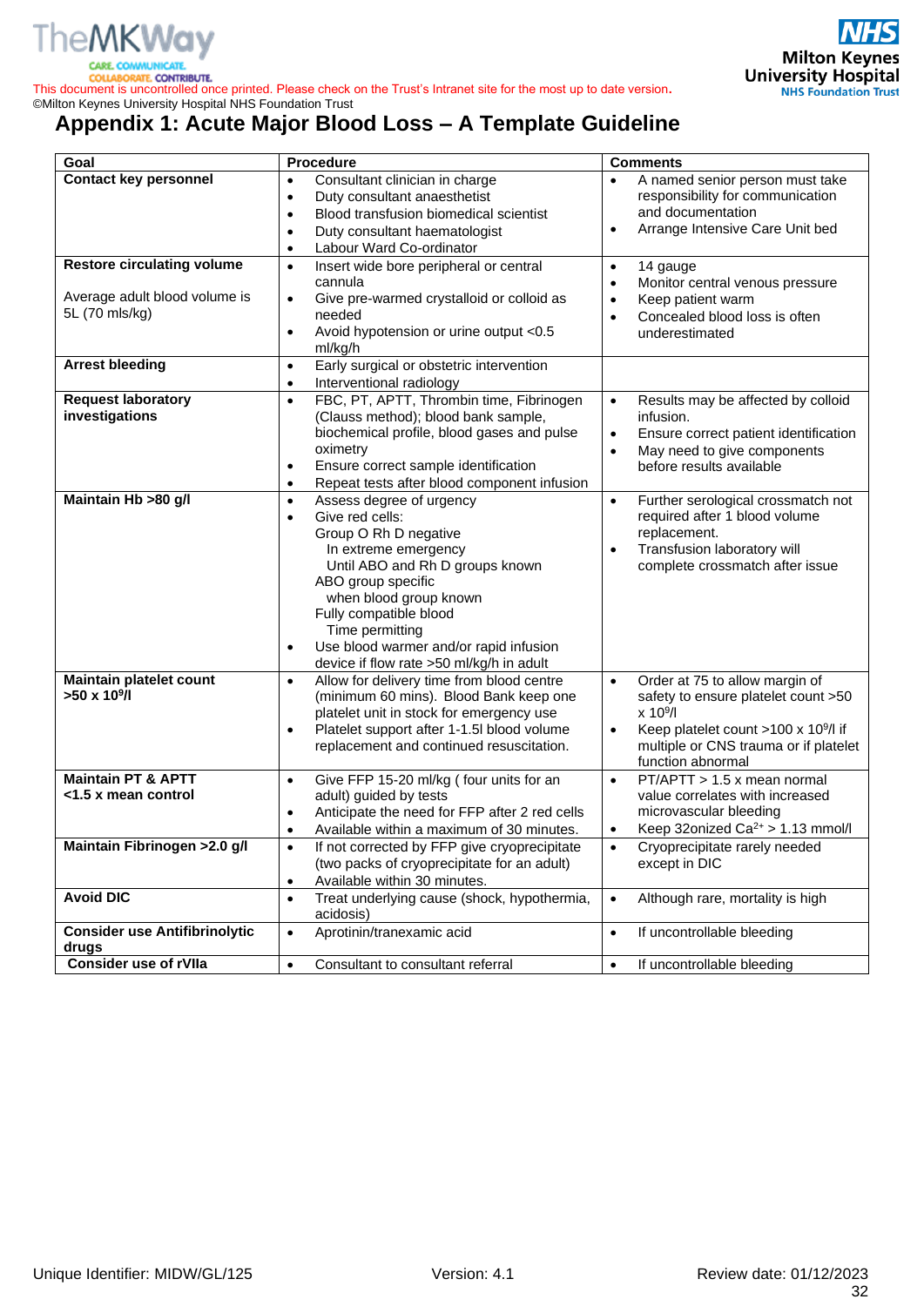# Appendix 1: Acute Major Blood Loss – A Template Guideline

| Goal | Procedure | Comments |
|---|---|---|
| **Contact key personnel** | • Consultant clinician in charge<br>• Duty consultant anaesthetist<br>• Blood transfusion biomedical scientist<br>• Duty consultant haematologist<br>• Labour Ward Co-ordinator | • A named senior person must take responsibility for communication and documentation<br>• Arrange Intensive Care Unit bed |
| **Restore circulating volume**<br><br>Average adult blood volume is 5L (70 mls/kg) | • Insert wide bore peripheral or central cannula<br>• Give pre-warmed crystalloid or colloid as needed<br>• Avoid hypotension or urine output <0.5 ml/kg/h | • 14 gauge<br>• Monitor central venous pressure<br>• Keep patient warm<br>• Concealed blood loss is often underestimated |
| **Arrest bleeding** | • Early surgical or obstetric intervention<br>• Interventional radiology | |
| **Request laboratory investigations** | • FBC, PT, APTT, Thrombin time, Fibrinogen (Clauss method); blood bank sample, biochemical profile, blood gases and pulse oximetry<br>• Ensure correct sample identification<br>• Repeat tests after blood component infusion | • Results may be affected by colloid infusion.<br>• Ensure correct patient identification<br>• May need to give components before results available |
| **Maintain Hb >80 g/l** | • Assess degree of urgency<br>• Give red cells:<br>Group O Rh D negative<br>In extreme emergency<br>Until ABO and Rh D groups known<br>ABO group specific<br>when blood group known<br>Fully compatible blood<br>Time permitting<br>• Use blood warmer and/or rapid infusion device if flow rate >50 ml/kg/h in adult | • Further serological crossmatch not required after 1 blood volume replacement.<br>• Transfusion laboratory will complete crossmatch after issue |
| **Maintain platelet count >50 x $10^9$/l** | • Allow for delivery time from blood centre (minimum 60 mins). Blood Bank keep one platelet unit in stock for emergency use<br>• Platelet support after 1-1.5l blood volume replacement and continued resuscitation. | • Order at 75 to allow margin of safety to ensure platelet count >50 x $10^9$/l<br>• Keep platelet count >100 x $10^9$/l if multiple or CNS trauma or if platelet function abnormal |
| **Maintain PT & APTT <1.5 x mean control** | • Give FFP 15-20 ml/kg ( four units for an adult) guided by tests<br>• Anticipate the need for FFP after 2 red cells<br>• Available within a maximum of 30 minutes. | • PT/APTT > 1.5 x mean normal value correlates with increased microvascular bleeding<br>• Keep 32onized $Ca^{2+}$ > 1.13 mmol/l |
| **Maintain Fibrinogen >2.0 g/l** | • If not corrected by FFP give cryoprecipitate (two packs of cryoprecipitate for an adult)<br>• Available within 30 minutes. | • Cryoprecipitate rarely needed except in DIC |
| **Avoid DIC** | • Treat underlying cause (shock, hypothermia, acidosis) | • Although rare, mortality is high |
| **Consider use Antifibrinolytic drugs** | • Aprotinin/tranexamic acid | • If uncontrollable bleeding |
| **Consider use of rVIIa** | • Consultant to consultant referral | • If uncontrollable bleeding |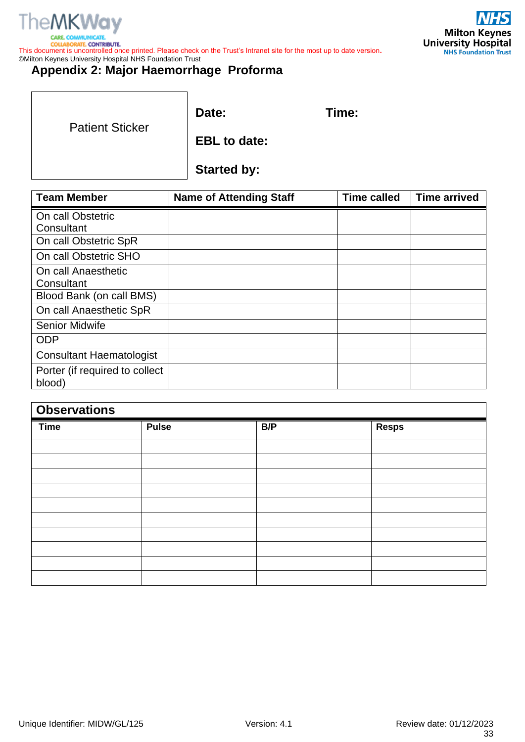## Appendix 2: Major Haemorrhage Proforma

| Patient Sticker | **Date:** | **Time:** |
|---|---|---|
| | **EBL to date:** | |
| | **Started by:** | |

| Team Member | Name of Attending Staff | Time called | Time arrived |
|---|---|---|---|
| On call Obstetric Consultant | | | |
| On call Obstetric SpR | | | |
| On call Obstetric SHO | | | |
| On call Anaesthetic Consultant | | | |
| Blood Bank (on call BMS) | | | |
| On call Anaesthetic SpR | | | |
| Senior Midwife | | | |
| ODP | | | |
| Consultant Haematologist | | | |
| Porter (if required to collect blood) | | | |

**Observations**

| Time | Pulse | B/P | Resps |
|---|---|---|---|
| | | | |
| | | | |
| | | | |
| | | | |
| | | | |
| | | | |
| | | | |
| | | | |
| | | | |
| | | | |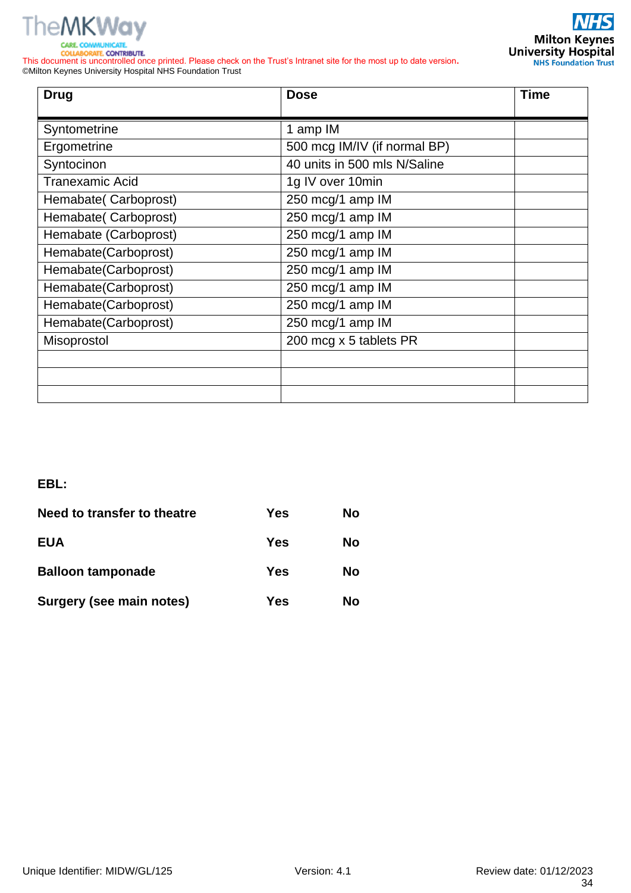| Drug | Dose | Time |
|---|---|---|
| Syntometrine | 1 amp IM | |
| Ergometrine | 500 mcg IM/IV (if normal BP) | |
| Syntocinon | 40 units in 500 mls N/Saline | |
| Tranexamic Acid | 1g IV over 10min | |
| Hemabate( Carboprost) | 250 mcg/1 amp IM | |
| Hemabate( Carboprost) | 250 mcg/1 amp IM | |
| Hemabate (Carboprost) | 250 mcg/1 amp IM | |
| Hemabate(Carboprost) | 250 mcg/1 amp IM | |
| Hemabate(Carboprost) | 250 mcg/1 amp IM | |
| Hemabate(Carboprost) | 250 mcg/1 amp IM | |
| Hemabate(Carboprost) | 250 mcg/1 amp IM | |
| Hemabate(Carboprost) | 250 mcg/1 amp IM | |
| Misoprostol | 200 mcg x 5 tablets PR | |
| | | |
| | | |
| | | |

**EBL:**

**Need to transfer to theatre** **Yes** **No**

**EUA** **Yes** **No**

**Balloon tamponade** **Yes** **No**

**Surgery (see main notes)** **Yes** **No**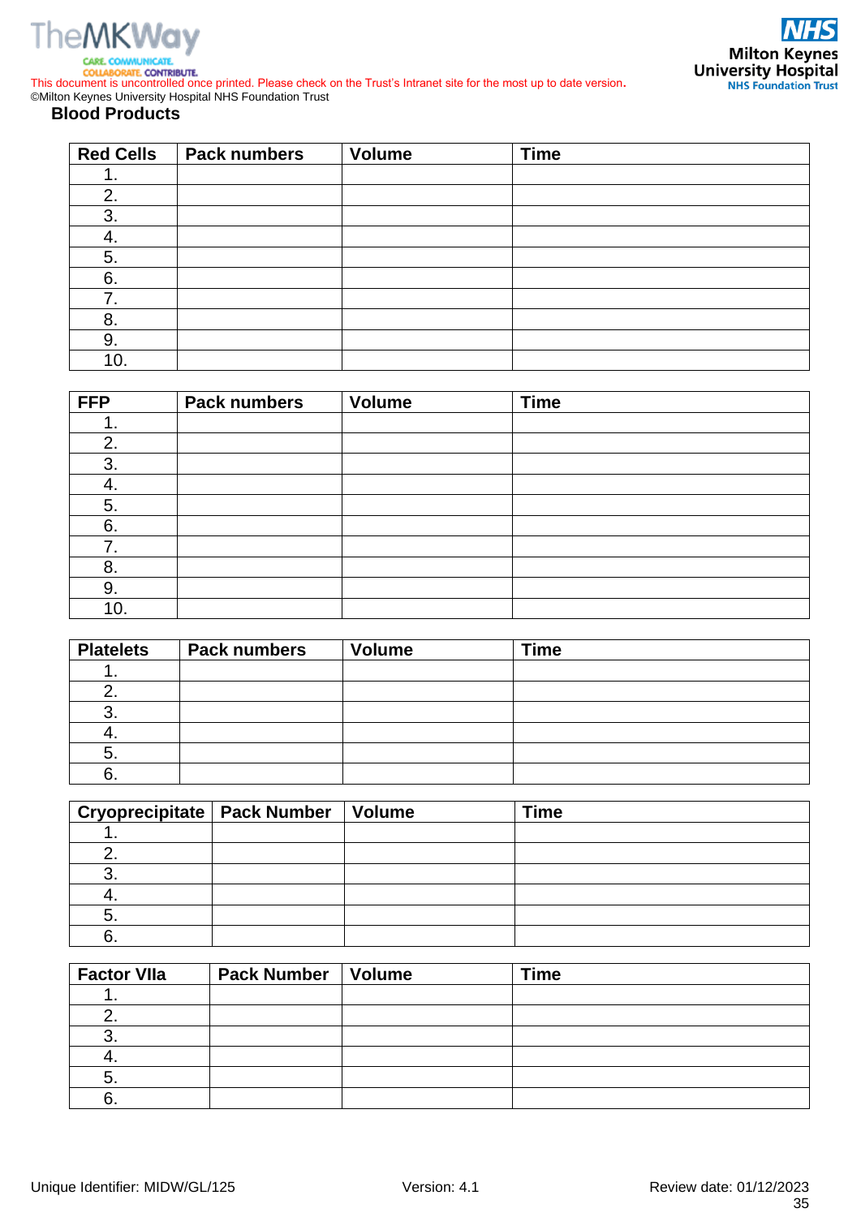## Blood Products

| Red Cells | Pack numbers | Volume | Time |
|---|---|---|---|
| 1. | | | |
| 2. | | | |
| 3. | | | |
| 4. | | | |
| 5. | | | |
| 6. | | | |
| 7. | | | |
| 8. | | | |
| 9. | | | |
| 10. | | | |

| FFP | Pack numbers | Volume | Time |
|---|---|---|---|
| 1. | | | |
| 2. | | | |
| 3. | | | |
| 4. | | | |
| 5. | | | |
| 6. | | | |
| 7. | | | |
| 8. | | | |
| 9. | | | |
| 10. | | | |

| Platelets | Pack numbers | Volume | Time |
|---|---|---|---|
| 1. | | | |
| 2. | | | |
| 3. | | | |
| 4. | | | |
| 5. | | | |
| 6. | | | |

| Cryoprecipitate | Pack Number | Volume | Time |
|---|---|---|---|
| 1. | | | |
| 2. | | | |
| 3. | | | |
| 4. | | | |
| 5. | | | |
| 6. | | | |

| Factor VIIa | Pack Number | Volume | Time |
|---|---|---|---|
| 1. | | | |
| 2. | | | |
| 3. | | | |
| 4. | | | |
| 5. | | | |
| 6. | | | |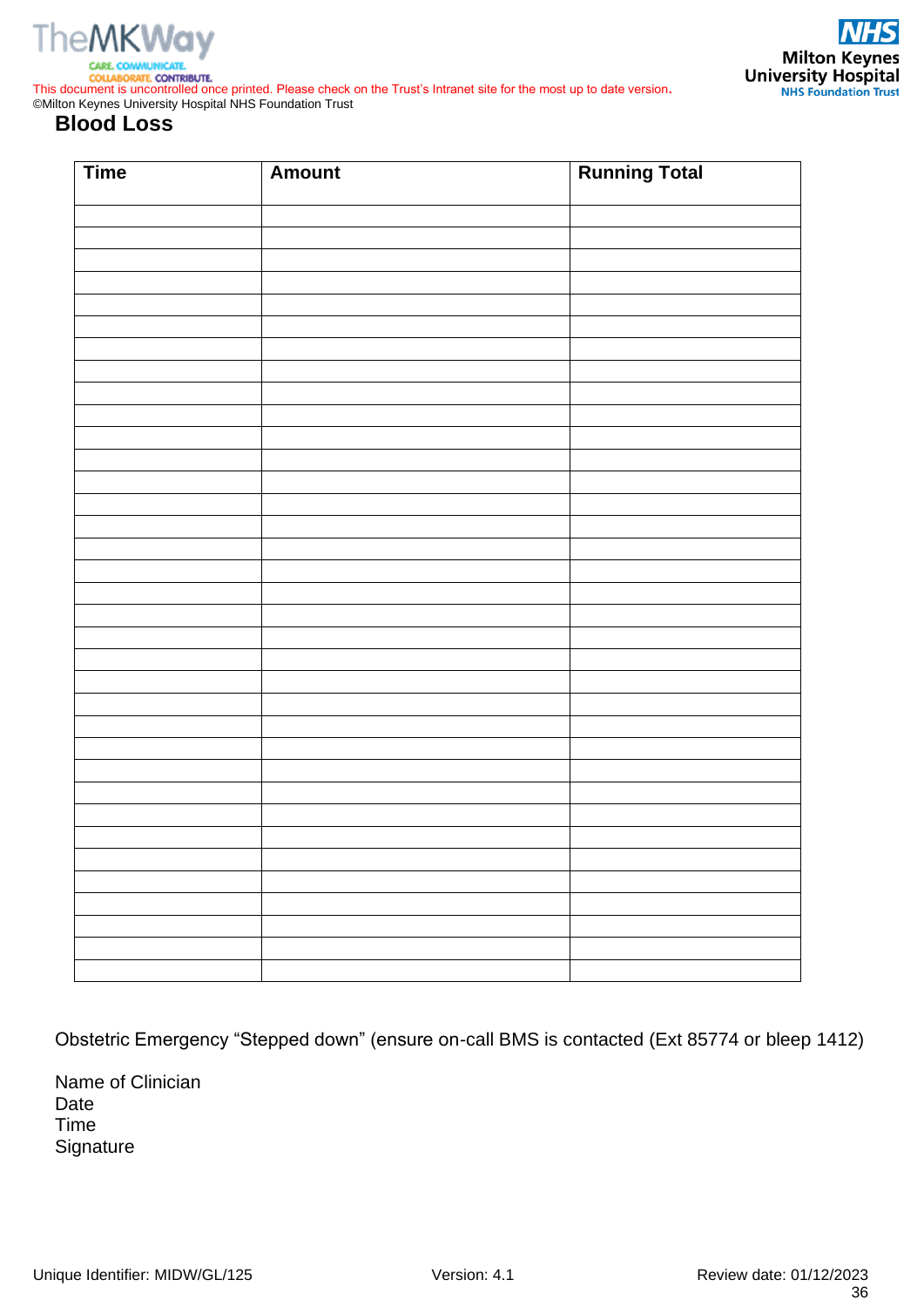## Blood Loss

| Time | Amount | Running Total |
|---|---|---|
| | | |
| | | |
| | | |
| | | |
| | | |
| | | |
| | | |
| | | |
| | | |
| | | |
| | | |
| | | |
| | | |
| | | |
| | | |
| | | |
| | | |
| | | |
| | | |
| | | |
| | | |
| | | |
| | | |
| | | |
| | | |
| | | |
| | | |
| | | |
| | | |
| | | |
| | | |
| | | |
| | | |
| | | |
| | | |
| | | |

Obstetric Emergency "Stepped down" (ensure on-call BMS is contacted (Ext 85774 or bleep 1412)

Name of Clinician
Date
Time
Signature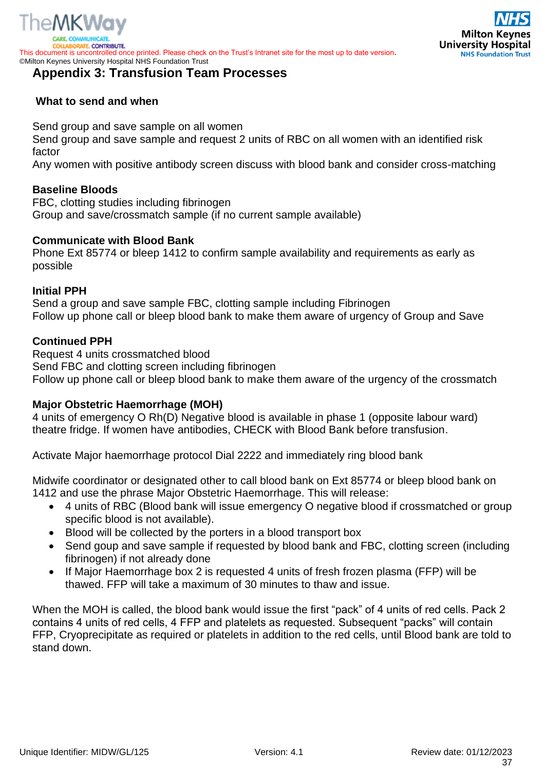## Appendix 3: Transfusion Team Processes

### What to send and when

Send group and save sample on all women
Send group and save sample and request 2 units of RBC on all women with an identified risk factor
Any women with positive antibody screen discuss with blood bank and consider cross-matching

**Baseline Bloods**
FBC, clotting studies including fibrinogen
Group and save/crossmatch sample (if no current sample available)

**Communicate with Blood Bank**
Phone Ext 85774 or bleep 1412 to confirm sample availability and requirements as early as possible

**Initial PPH**
Send a group and save sample FBC, clotting sample including Fibrinogen
Follow up phone call or bleep blood bank to make them aware of urgency of Group and Save

**Continued PPH**
Request 4 units crossmatched blood
Send FBC and clotting screen including fibrinogen
Follow up phone call or bleep blood bank to make them aware of the urgency of the crossmatch

**Major Obstetric Haemorrhage (MOH)**
4 units of emergency O Rh(D) Negative blood is available in phase 1 (opposite labour ward) theatre fridge. If women have antibodies, CHECK with Blood Bank before transfusion.

Activate Major haemorrhage protocol Dial 2222 and immediately ring blood bank

Midwife coordinator or designated other to call blood bank on Ext 85774 or bleep blood bank on 1412 and use the phrase Major Obstetric Haemorrhage. This will release:

- 4 units of RBC (Blood bank will issue emergency O negative blood if crossmatched or group specific blood is not available).
- Blood will be collected by the porters in a blood transport box
- Send goup and save sample if requested by blood bank and FBC, clotting screen (including fibrinogen) if not already done
- If Major Haemorrhage box 2 is requested 4 units of fresh frozen plasma (FFP) will be thawed. FFP will take a maximum of 30 minutes to thaw and issue.

When the MOH is called, the blood bank would issue the first “pack” of 4 units of red cells. Pack 2 contains 4 units of red cells, 4 FFP and platelets as requested. Subsequent “packs” will contain FFP, Cryoprecipitate as required or platelets in addition to the red cells, until Blood bank are told to stand down.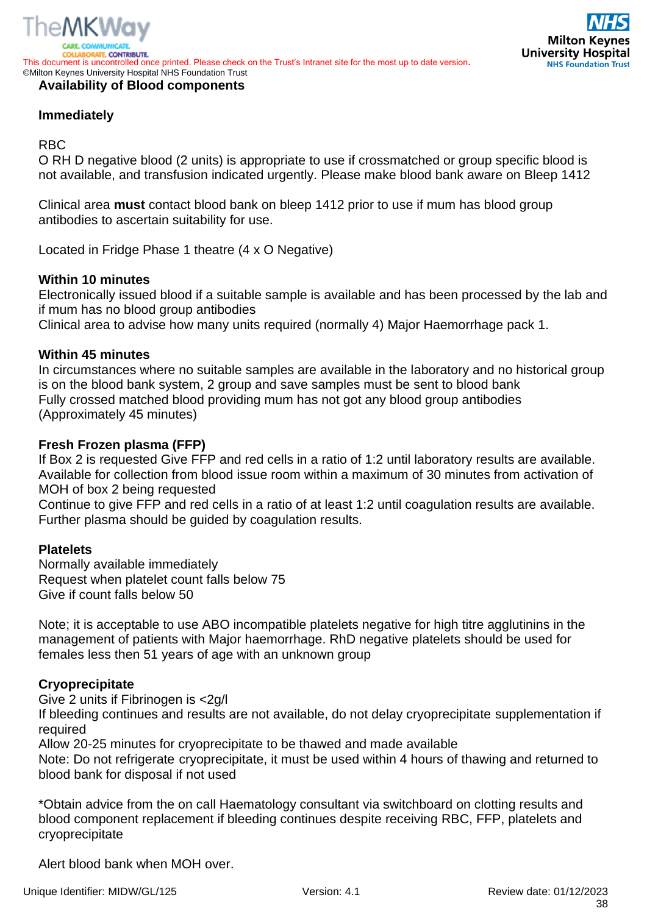## Availability of Blood components

### Immediately

RBC
O RH D negative blood (2 units) is appropriate to use if crossmatched or group specific blood is not available, and transfusion indicated urgently. Please make blood bank aware on Bleep 1412

Clinical area **must** contact blood bank on bleep 1412 prior to use if mum has blood group antibodies to ascertain suitability for use.

Located in Fridge Phase 1 theatre (4 x O Negative)

**Within 10 minutes**
Electronically issued blood if a suitable sample is available and has been processed by the lab and if mum has no blood group antibodies
Clinical area to advise how many units required (normally 4) Major Haemorrhage pack 1.

**Within 45 minutes**
In circumstances where no suitable samples are available in the laboratory and no historical group is on the blood bank system, 2 group and save samples must be sent to blood bank
Fully crossed matched blood providing mum has not got any blood group antibodies
(Approximately 45 minutes)

**Fresh Frozen plasma (FFP)**
If Box 2 is requested Give FFP and red cells in a ratio of 1:2 until laboratory results are available.
Available for collection from blood issue room within a maximum of 30 minutes from activation of MOH of box 2 being requested
Continue to give FFP and red cells in a ratio of at least 1:2 until coagulation results are available.
Further plasma should be guided by coagulation results.

**Platelets**
Normally available immediately
Request when platelet count falls below 75
Give if count falls below 50

Note; it is acceptable to use ABO incompatible platelets negative for high titre agglutinins in the management of patients with Major haemorrhage. RhD negative platelets should be used for females less then 51 years of age with an unknown group

**Cryoprecipitate**
Give 2 units if Fibrinogen is <2g/l
If bleeding continues and results are not available, do not delay cryoprecipitate supplementation if required
Allow 20-25 minutes for cryoprecipitate to be thawed and made available
Note: Do not refrigerate cryoprecipitate, it must be used within 4 hours of thawing and returned to blood bank for disposal if not used

*Obtain advice from the on call Haematology consultant via switchboard on clotting results and blood component replacement if bleeding continues despite receiving RBC, FFP, platelets and cryoprecipitate

Alert blood bank when MOH over.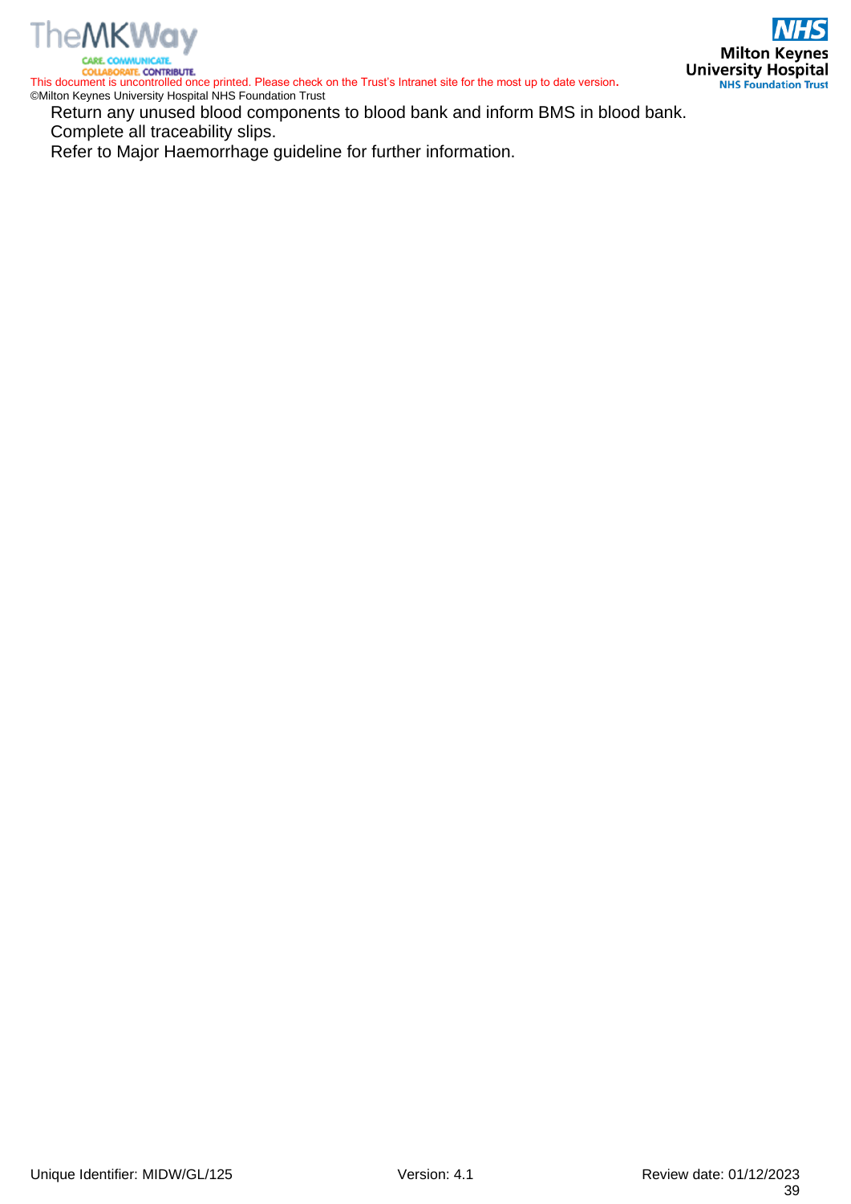Return any unused blood components to blood bank and inform BMS in blood bank.
Complete all traceability slips.
Refer to Major Haemorrhage guideline for further information.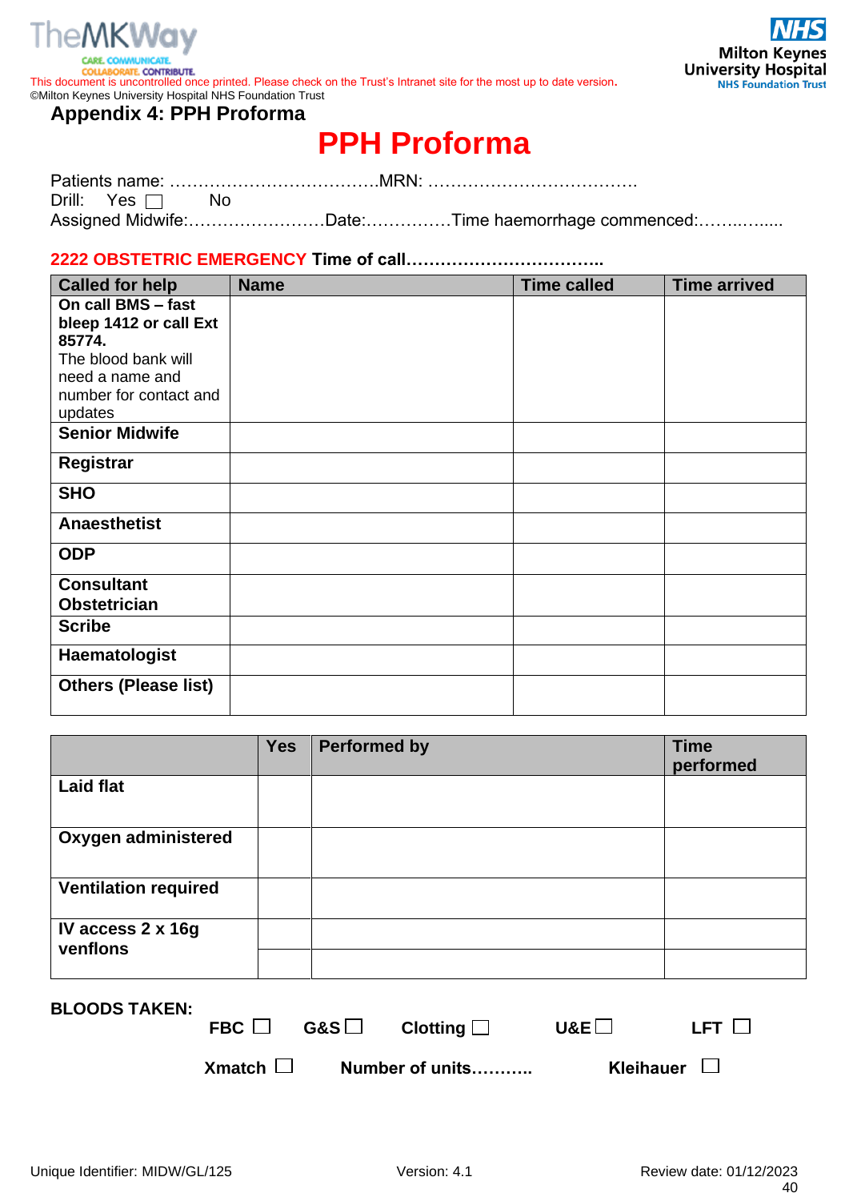# Appendix 4: PPH Proforma

## PPH Proforma

Patients name: ……………………………….MRN: ……………………………….
Drill: Yes ☐ No
Assigned Midwife:……………………Date:……………Time haemorrhage commenced:……..…....

**2222 OBSTETRIC EMERGENCY Time of call……………………………..**

| Called for help | Name | Time called | Time arrived |
|---|---|---|---|
| **On call BMS – fast bleep 1412 or call Ext 85774.** The blood bank will need a name and number for contact and updates | | | |
| **Senior Midwife** | | | |
| **Registrar** | | | |
| **SHO** | | | |
| **Anaesthetist** | | | |
| **ODP** | | | |
| **Consultant Obstetrician** | | | |
| **Scribe** | | | |
| **Haematologist** | | | |
| **Others (Please list)** | | | |

| | Yes | Performed by | Time performed |
|---|---|---|---|
| **Laid flat** | | | |
| **Oxygen administered** | | | |
| **Ventilation required** | | | |
| **IV access 2 x 16g venflons** | | | |
| | | | |

**BLOODS TAKEN:**

**FBC** ☐ **G&S** ☐ **Clotting** ☐ **U&E** ☐ **LFT** ☐

**Xmatch** ☐ **Number of units……….** **Kleihauer** ☐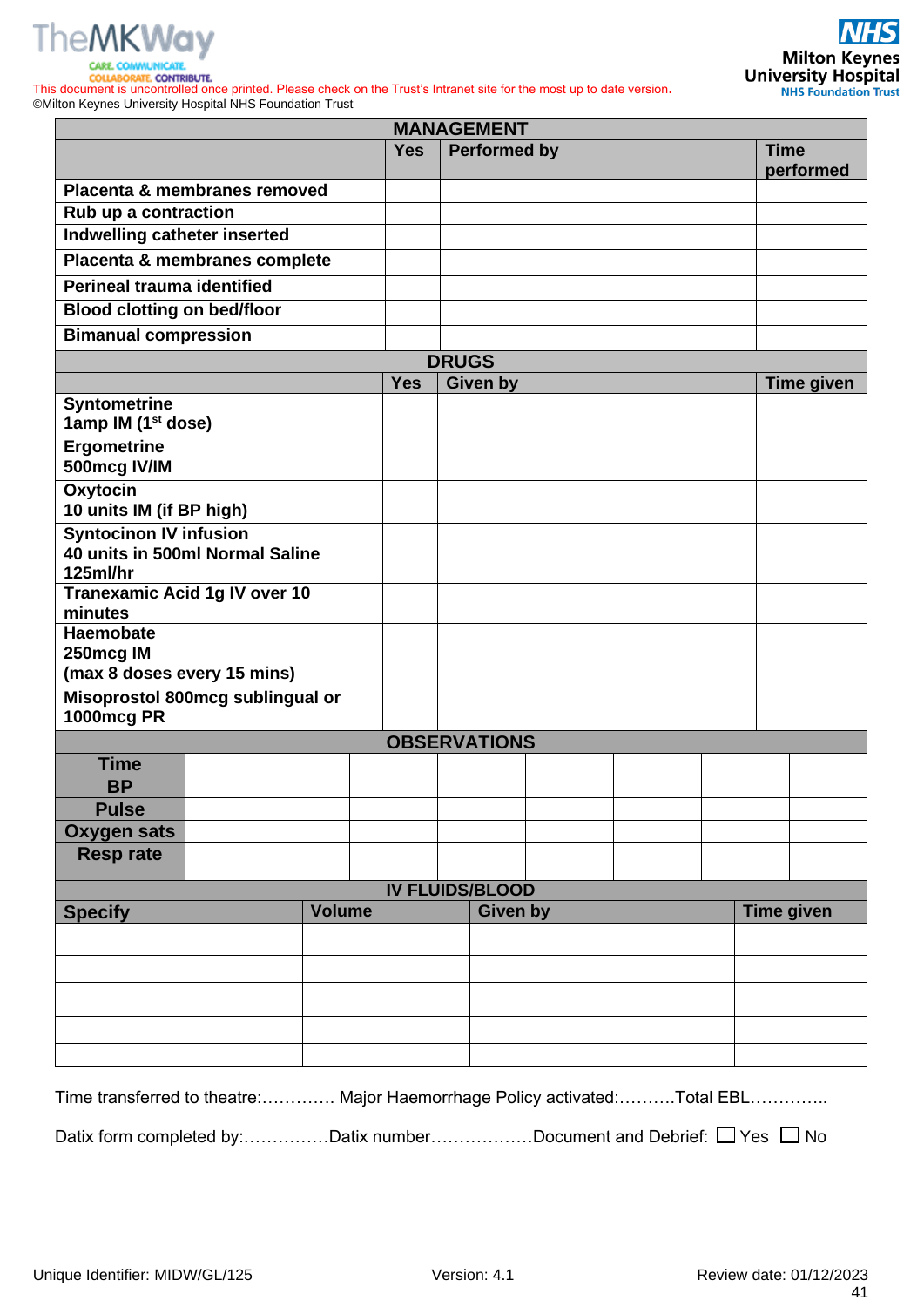This document is uncontrolled once printed. Please check on the Trust's Intranet site for the most up to date version.
©Milton Keynes University Hospital NHS Foundation Trust

| MANAGEMENT | | | |
|---|---|---|---|
| | **Yes** | **Performed by** | **Time performed** |
| **Placenta & membranes removed** | | | |
| **Rub up a contraction** | | | |
| **Indwelling catheter inserted** | | | |
| **Placenta & membranes complete** | | | |
| **Perineal trauma identified** | | | |
| **Blood clotting on bed/floor** | | | |
| **Bimanual compression** | | | |

| DRUGS | | | |
|---|---|---|---|
| | **Yes** | **Given by** | **Time given** |
| **Syntometrine**<br>**1amp IM (1st dose)** | | | |
| **Ergometrine**<br>**500mcg IV/IM** | | | |
| **Oxytocin**<br>**10 units IM (if BP high)** | | | |
| **Syntocinon IV infusion**<br>**40 units in 500ml Normal Saline**<br>**125ml/hr** | | | |
| **Tranexamic Acid 1g IV over 10 minutes** | | | |
| **Haemobate**<br>**250mcg IM**<br>**(max 8 doses every 15 mins)** | | | |
| **Misoprostol 800mcg sublingual or 1000mcg PR** | | | |

| OBSERVATIONS | | | | | | | | |
|---|---|---|---|---|---|---|---|---|
| **Time** | | | | | | | | |
| **BP** | | | | | | | | |
| **Pulse** | | | | | | | | |
| **Oxygen sats** | | | | | | | | |
| **Resp rate** | | | | | | | | |

| IV FLUIDS/BLOOD | | | |
|---|---|---|---|
| **Specify** | **Volume** | **Given by** | **Time given** |
| | | | |
| | | | |
| | | | |
| | | | |
| | | | |

Time transferred to theatre:…………. Major Haemorrhage Policy activated:……….Total EBL…………..

Datix form completed by:……………Datix number………………Document and Debrief: ☐ Yes ☐ No

Unique Identifier: MIDW/GL/125 Version: 4.1 Review date: 01/12/2023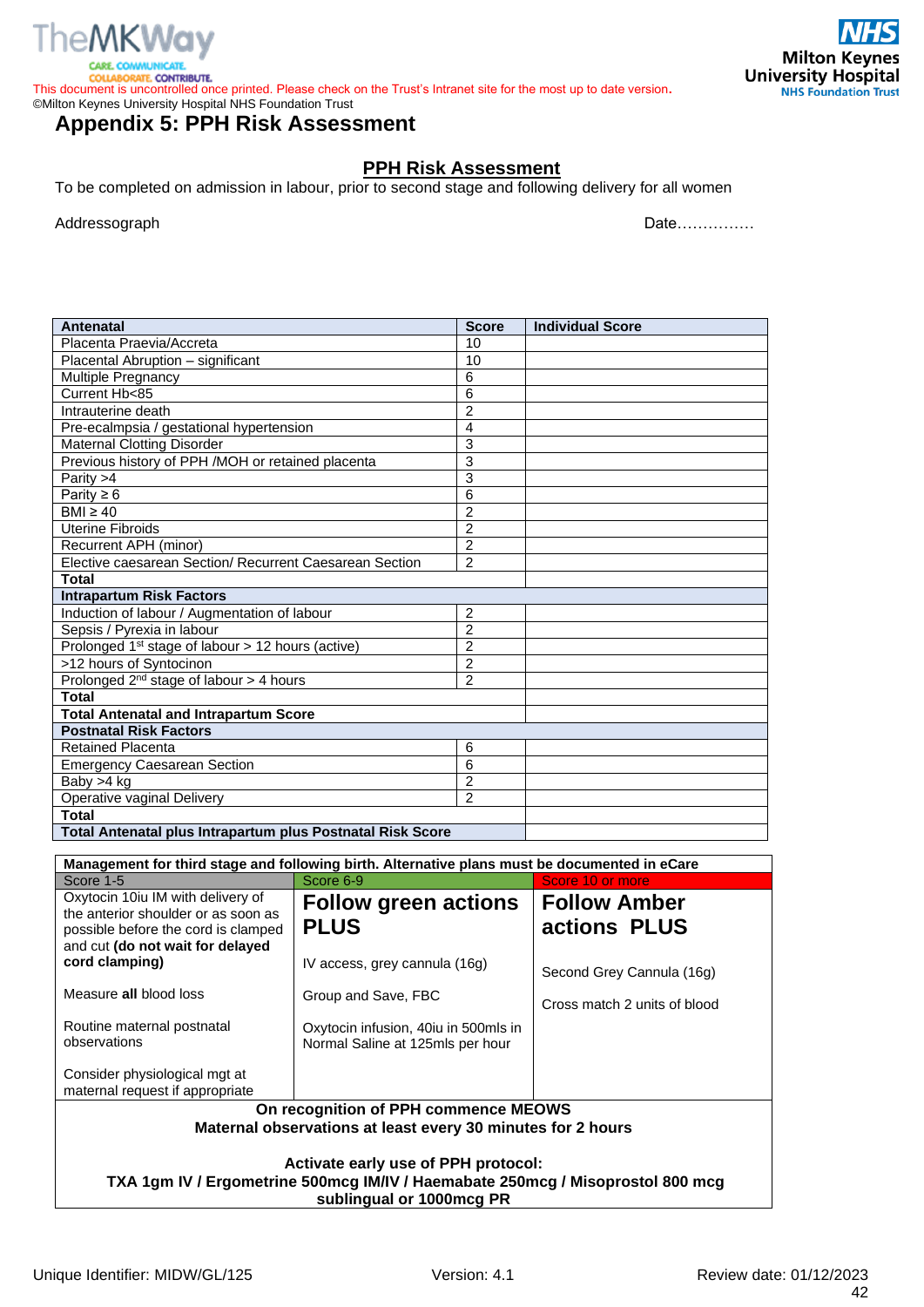This document is uncontrolled once printed. Please check on the Trust's Intranet site for the most up to date version.
©Milton Keynes University Hospital NHS Foundation Trust

# Appendix 5: PPH Risk Assessment

## PPH Risk Assessment

To be completed on admission in labour, prior to second stage and following delivery for all women

Addressograph

Date……………

| Antenatal | Score | Individual Score |
|---|---|---|
| Placenta Praevia/Accreta | 10 | |
| Placental Abruption – significant | 10 | |
| Multiple Pregnancy | 6 | |
| Current Hb<85 | 6 | |
| Intrauterine death | 2 | |
| Pre-ecalmpsia / gestational hypertension | 4 | |
| Maternal Clotting Disorder | 3 | |
| Previous history of PPH /MOH or retained placenta | 3 | |
| Parity >4 | 3 | |
| Parity ≥ 6 | 6 | |
| BMI ≥ 40 | 2 | |
| Uterine Fibroids | 2 | |
| Recurrent APH (minor) | 2 | |
| Elective caesarean Section/ Recurrent Caesarean Section | 2 | |
| **Total** | | |
| **Intrapartum Risk Factors** | | |
| Induction of labour / Augmentation of labour | 2 | |
| Sepsis / Pyrexia in labour | 2 | |
| Prolonged 1st stage of labour > 12 hours (active) | 2 | |
| >12 hours of Syntocinon | 2 | |
| Prolonged 2nd stage of labour > 4 hours | 2 | |
| **Total** | | |
| **Total Antenatal and Intrapartum Score** | | |
| **Postnatal Risk Factors** | | |
| Retained Placenta | 6 | |
| Emergency Caesarean Section | 6 | |
| Baby >4 kg | 2 | |
| Operative vaginal Delivery | 2 | |
| **Total** | | |
| **Total Antenatal plus Intrapartum plus Postnatal Risk Score** | | |

| Management for third stage and following birth. Alternative plans must be documented in eCare | | |
|---|---|---|
| Score 1-5 | Score 6-9 | Score 10 or more |
| Oxytocin 10iu IM with delivery of the anterior shoulder or as soon as possible before the cord is clamped and cut **(do not wait for delayed cord clamping)**<br><br>Measure **all** blood loss<br><br>Routine maternal postnatal observations<br><br>Consider physiological mgt at maternal request if appropriate | **Follow green actions PLUS**<br><br>IV access, grey cannula (16g)<br><br>Group and Save, FBC<br><br>Oxytocin infusion, 40iu in 500mls in Normal Saline at 125mls per hour | **Follow Amber actions PLUS**<br><br>Second Grey Cannula (16g)<br><br>Cross match 2 units of blood |

**On recognition of PPH commence MEOWS**
**Maternal observations at least every 30 minutes for 2 hours**

**Activate early use of PPH protocol:**
**TXA 1gm IV / Ergometrine 500mcg IM/IV / Haemabate 250mcg / Misoprostol 800 mcg sublingual or 1000mcg PR**

Unique Identifier: MIDW/GL/125 Version: 4.1 Review date: 01/12/2023